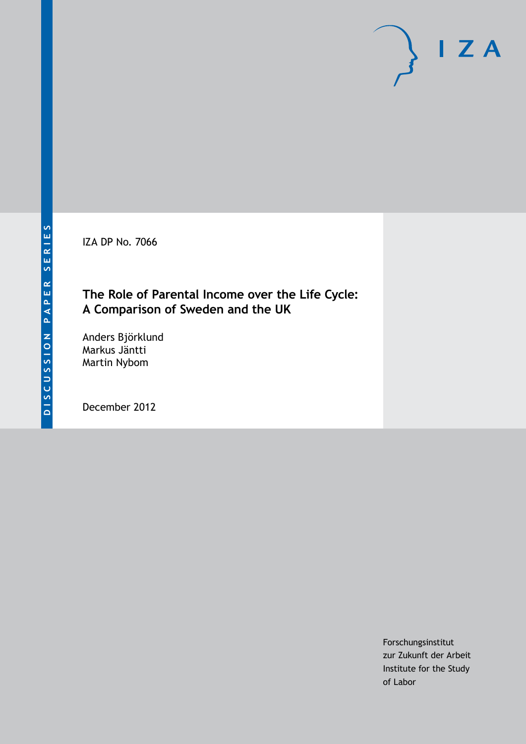DISCUSSION PAPER SERIES

IZA DP No. 7066

# The Role of Parental Income over the Life Cycle: A Comparison of Sweden and the UK

Anders Björklund
Markus Jäntti
Martin Nybom

December 2012

Forschungsinstitut
zur Zukunft der Arbeit
Institute for the Study
of Labor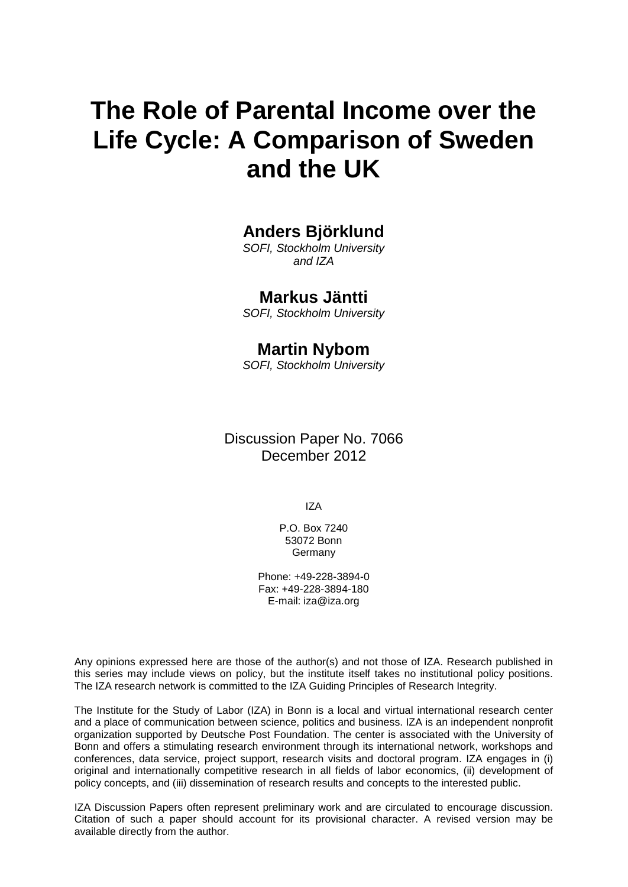# The Role of Parental Income over the Life Cycle: A Comparison of Sweden and the UK

**Anders Björklund**
*SOFI, Stockholm University and IZA*

**Markus Jäntti**
*SOFI, Stockholm University*

**Martin Nybom**
*SOFI, Stockholm University*

Discussion Paper No. 7066
December 2012

IZA

P.O. Box 7240
53072 Bonn
Germany

Phone: +49-228-3894-0
Fax: +49-228-3894-180
E-mail: iza@iza.org

Any opinions expressed here are those of the author(s) and not those of IZA. Research published in this series may include views on policy, but the institute itself takes no institutional policy positions. The IZA research network is committed to the IZA Guiding Principles of Research Integrity.

The Institute for the Study of Labor (IZA) in Bonn is a local and virtual international research center and a place of communication between science, politics and business. IZA is an independent nonprofit organization supported by Deutsche Post Foundation. The center is associated with the University of Bonn and offers a stimulating research environment through its international network, workshops and conferences, data service, project support, research visits and doctoral program. IZA engages in (i) original and internationally competitive research in all fields of labor economics, (ii) development of policy concepts, and (iii) dissemination of research results and concepts to the interested public.

IZA Discussion Papers often represent preliminary work and are circulated to encourage discussion. Citation of such a paper should account for its provisional character. A revised version may be available directly from the author.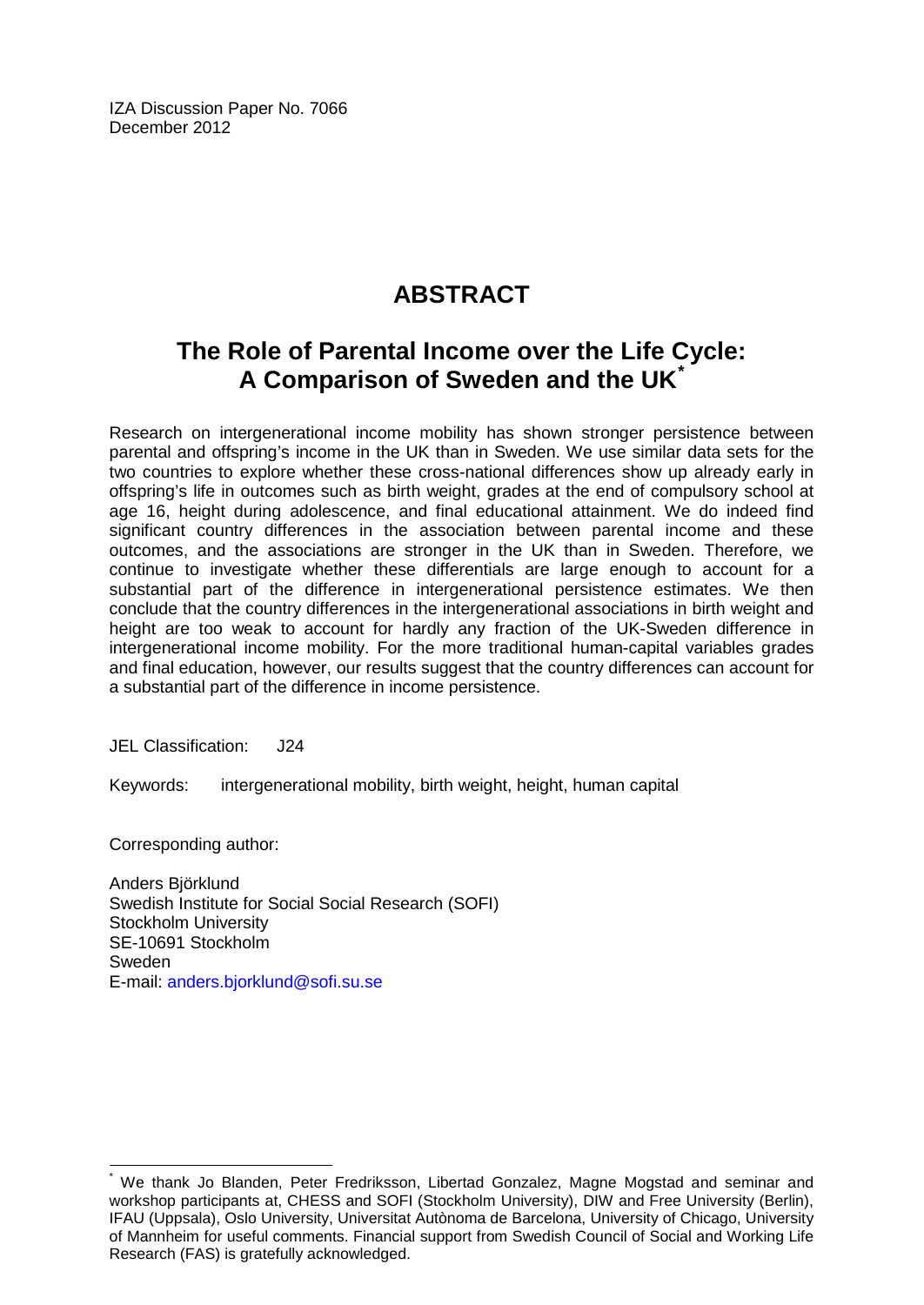IZA Discussion Paper No. 7066
December 2012

# ABSTRACT

## The Role of Parental Income over the Life Cycle: A Comparison of Sweden and the UK*

Research on intergenerational income mobility has shown stronger persistence between parental and offspring's income in the UK than in Sweden. We use similar data sets for the two countries to explore whether these cross-national differences show up already early in offspring's life in outcomes such as birth weight, grades at the end of compulsory school at age 16, height during adolescence, and final educational attainment. We do indeed find significant country differences in the association between parental income and these outcomes, and the associations are stronger in the UK than in Sweden. Therefore, we continue to investigate whether these differentials are large enough to account for a substantial part of the difference in intergenerational persistence estimates. We then conclude that the country differences in the intergenerational associations in birth weight and height are too weak to account for hardly any fraction of the UK-Sweden difference in intergenerational income mobility. For the more traditional human-capital variables grades and final education, however, our results suggest that the country differences can account for a substantial part of the difference in income persistence.

JEL Classification: J24

Keywords: intergenerational mobility, birth weight, height, human capital

Corresponding author:

Anders Björklund
Swedish Institute for Social Social Research (SOFI)
Stockholm University
SE-10691 Stockholm
Sweden
E-mail: anders.bjorklund@sofi.su.se

---

* We thank Jo Blanden, Peter Fredriksson, Libertad Gonzalez, Magne Mogstad and seminar and workshop participants at, CHESS and SOFI (Stockholm University), DIW and Free University (Berlin), IFAU (Uppsala), Oslo University, Universitat Autònoma de Barcelona, University of Chicago, University of Mannheim for useful comments. Financial support from Swedish Council of Social and Working Life Research (FAS) is gratefully acknowledged.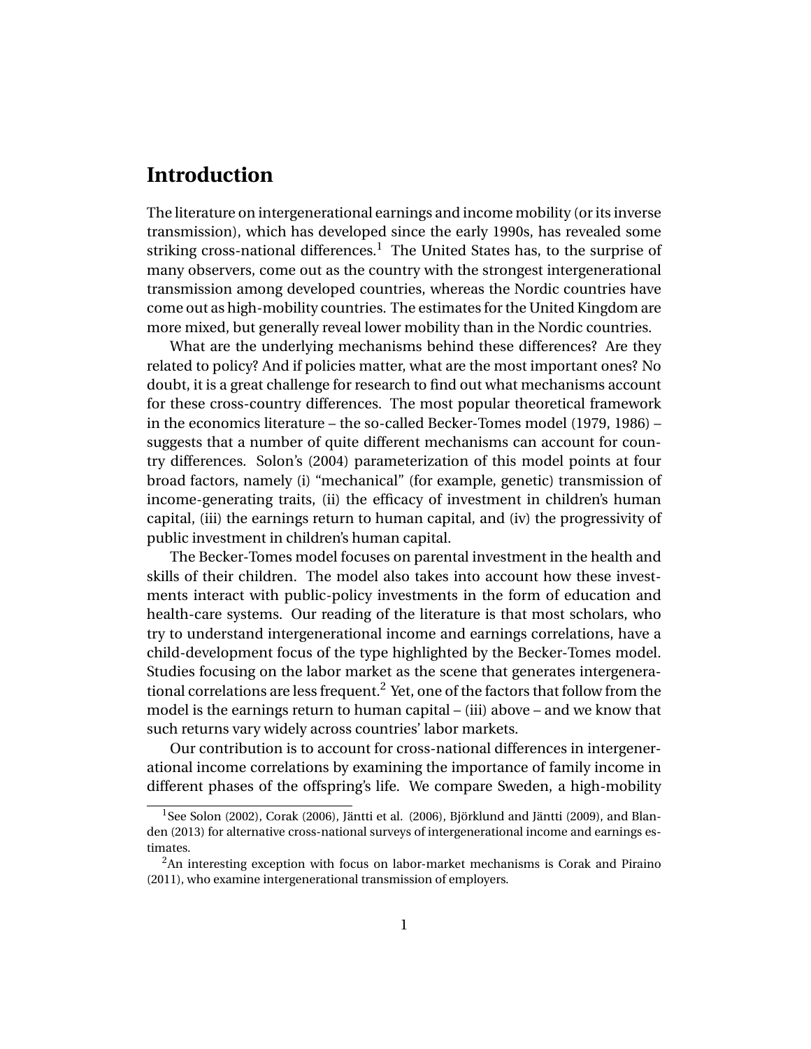# Introduction

The literature on intergenerational earnings and income mobility (or its inverse transmission), which has developed since the early 1990s, has revealed some striking cross-national differences.[1] The United States has, to the surprise of many observers, come out as the country with the strongest intergenerational transmission among developed countries, whereas the Nordic countries have come out as high-mobility countries. The estimates for the United Kingdom are more mixed, but generally reveal lower mobility than in the Nordic countries.

What are the underlying mechanisms behind these differences? Are they related to policy? And if policies matter, what are the most important ones? No doubt, it is a great challenge for research to find out what mechanisms account for these cross-country differences. The most popular theoretical framework in the economics literature – the so-called Becker-Tomes model (1979, 1986) – suggests that a number of quite different mechanisms can account for country differences. Solon's (2004) parameterization of this model points at four broad factors, namely (i) "mechanical" (for example, genetic) transmission of income-generating traits, (ii) the efficacy of investment in children's human capital, (iii) the earnings return to human capital, and (iv) the progressivity of public investment in children's human capital.

The Becker-Tomes model focuses on parental investment in the health and skills of their children. The model also takes into account how these investments interact with public-policy investments in the form of education and health-care systems. Our reading of the literature is that most scholars, who try to understand intergenerational income and earnings correlations, have a child-development focus of the type highlighted by the Becker-Tomes model. Studies focusing on the labor market as the scene that generates intergenerational correlations are less frequent.[2] Yet, one of the factors that follow from the model is the earnings return to human capital – (iii) above – and we know that such returns vary widely across countries' labor markets.

Our contribution is to account for cross-national differences in intergenerational income correlations by examining the importance of family income in different phases of the offspring's life. We compare Sweden, a high-mobility

[1] See Solon (2002), Corak (2006), Jäntti et al. (2006), Björklund and Jäntti (2009), and Blanden (2013) for alternative cross-national surveys of intergenerational income and earnings estimates.

[2] An interesting exception with focus on labor-market mechanisms is Corak and Piraino (2011), who examine intergenerational transmission of employers.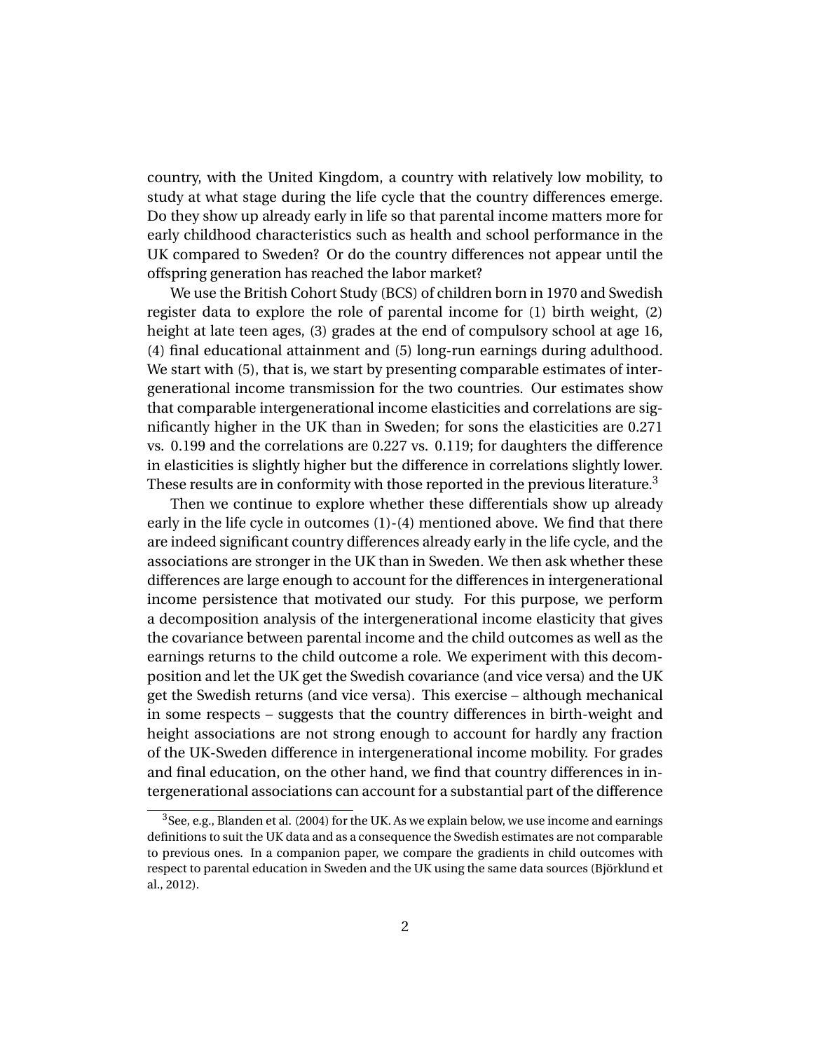country, with the United Kingdom, a country with relatively low mobility, to study at what stage during the life cycle that the country differences emerge. Do they show up already early in life so that parental income matters more for early childhood characteristics such as health and school performance in the UK compared to Sweden? Or do the country differences not appear until the offspring generation has reached the labor market?

We use the British Cohort Study (BCS) of children born in 1970 and Swedish register data to explore the role of parental income for (1) birth weight, (2) height at late teen ages, (3) grades at the end of compulsory school at age 16, (4) final educational attainment and (5) long-run earnings during adulthood. We start with (5), that is, we start by presenting comparable estimates of intergenerational income transmission for the two countries. Our estimates show that comparable intergenerational income elasticities and correlations are significantly higher in the UK than in Sweden; for sons the elasticities are 0.271 vs. 0.199 and the correlations are 0.227 vs. 0.119; for daughters the difference in elasticities is slightly higher but the difference in correlations slightly lower. These results are in conformity with those reported in the previous literature.[3]

Then we continue to explore whether these differentials show up already early in the life cycle in outcomes (1)-(4) mentioned above. We find that there are indeed significant country differences already early in the life cycle, and the associations are stronger in the UK than in Sweden. We then ask whether these differences are large enough to account for the differences in intergenerational income persistence that motivated our study. For this purpose, we perform a decomposition analysis of the intergenerational income elasticity that gives the covariance between parental income and the child outcomes as well as the earnings returns to the child outcome a role. We experiment with this decomposition and let the UK get the Swedish covariance (and vice versa) and the UK get the Swedish returns (and vice versa). This exercise – although mechanical in some respects – suggests that the country differences in birth-weight and height associations are not strong enough to account for hardly any fraction of the UK-Sweden difference in intergenerational income mobility. For grades and final education, on the other hand, we find that country differences in intergenerational associations can account for a substantial part of the difference

[3]See, e.g., Blanden et al. (2004) for the UK. As we explain below, we use income and earnings definitions to suit the UK data and as a consequence the Swedish estimates are not comparable to previous ones. In a companion paper, we compare the gradients in child outcomes with respect to parental education in Sweden and the UK using the same data sources (Björklund et al., 2012).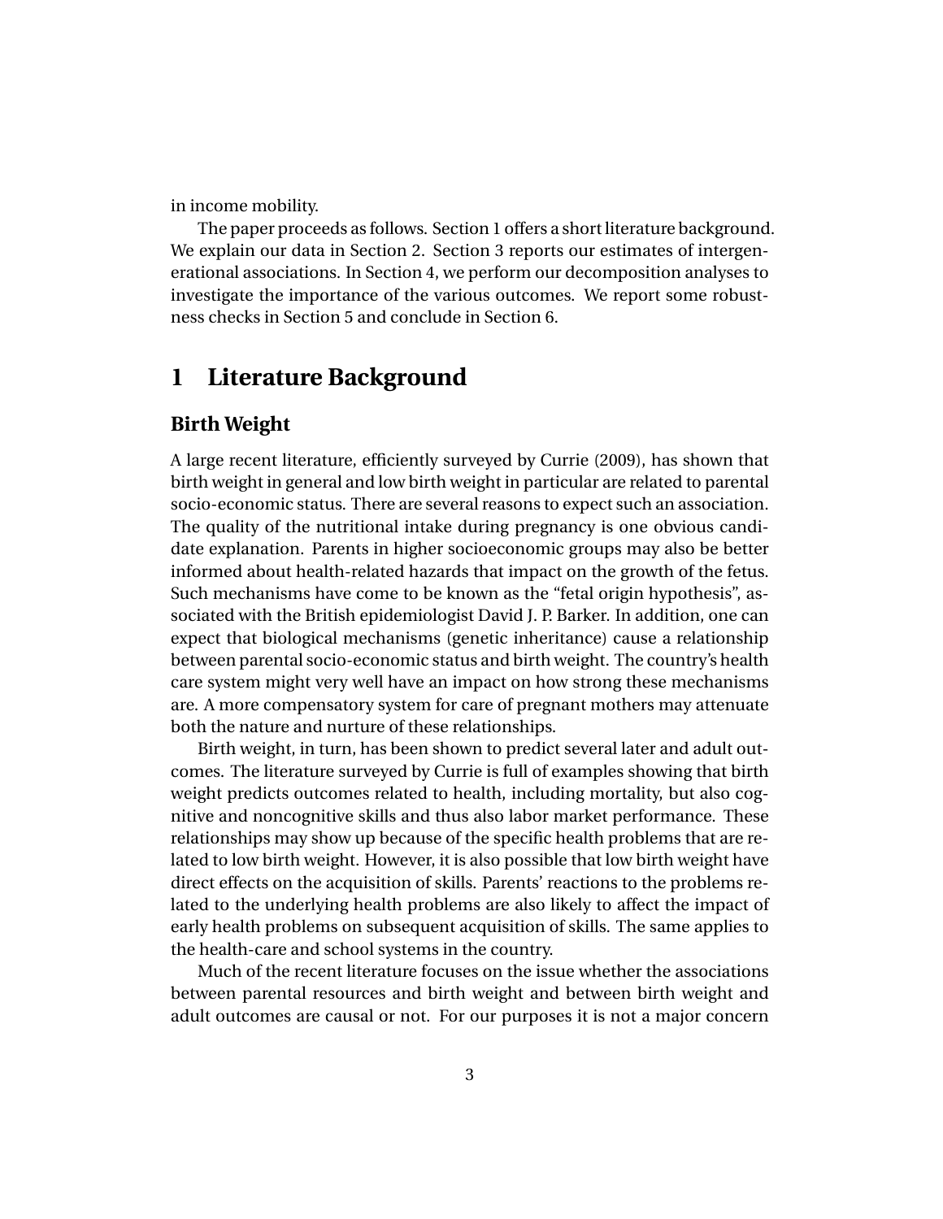in income mobility.

The paper proceeds as follows. Section 1 offers a short literature background. We explain our data in Section 2. Section 3 reports our estimates of intergenerational associations. In Section 4, we perform our decomposition analyses to investigate the importance of the various outcomes. We report some robustness checks in Section 5 and conclude in Section 6.

# 1 Literature Background

## Birth Weight

A large recent literature, efficiently surveyed by Currie (2009), has shown that birth weight in general and low birth weight in particular are related to parental socio-economic status. There are several reasons to expect such an association. The quality of the nutritional intake during pregnancy is one obvious candidate explanation. Parents in higher socioeconomic groups may also be better informed about health-related hazards that impact on the growth of the fetus. Such mechanisms have come to be known as the "fetal origin hypothesis", associated with the British epidemiologist David J. P. Barker. In addition, one can expect that biological mechanisms (genetic inheritance) cause a relationship between parental socio-economic status and birth weight. The country's health care system might very well have an impact on how strong these mechanisms are. A more compensatory system for care of pregnant mothers may attenuate both the nature and nurture of these relationships.

Birth weight, in turn, has been shown to predict several later and adult outcomes. The literature surveyed by Currie is full of examples showing that birth weight predicts outcomes related to health, including mortality, but also cognitive and noncognitive skills and thus also labor market performance. These relationships may show up because of the specific health problems that are related to low birth weight. However, it is also possible that low birth weight have direct effects on the acquisition of skills. Parents' reactions to the problems related to the underlying health problems are also likely to affect the impact of early health problems on subsequent acquisition of skills. The same applies to the health-care and school systems in the country.

Much of the recent literature focuses on the issue whether the associations between parental resources and birth weight and between birth weight and adult outcomes are causal or not. For our purposes it is not a major concern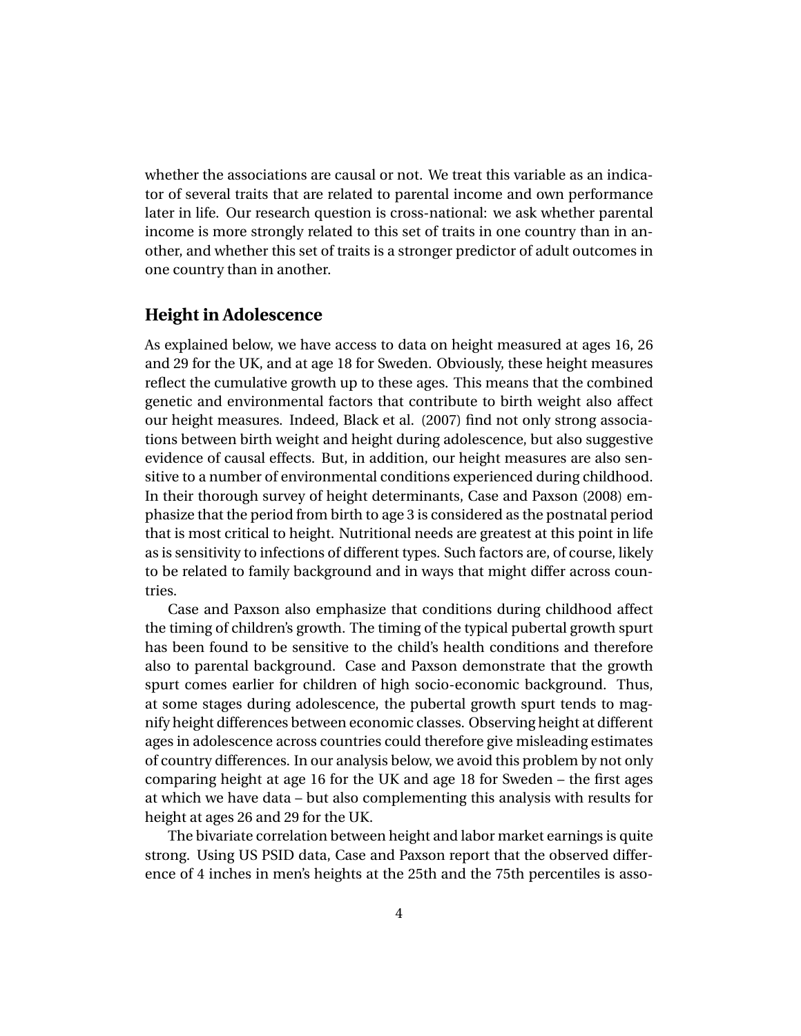whether the associations are causal or not. We treat this variable as an indicator of several traits that are related to parental income and own performance later in life. Our research question is cross-national: we ask whether parental income is more strongly related to this set of traits in one country than in another, and whether this set of traits is a stronger predictor of adult outcomes in one country than in another.

## Height in Adolescence

As explained below, we have access to data on height measured at ages 16, 26 and 29 for the UK, and at age 18 for Sweden. Obviously, these height measures reflect the cumulative growth up to these ages. This means that the combined genetic and environmental factors that contribute to birth weight also affect our height measures. Indeed, Black et al. (2007) find not only strong associations between birth weight and height during adolescence, but also suggestive evidence of causal effects. But, in addition, our height measures are also sensitive to a number of environmental conditions experienced during childhood. In their thorough survey of height determinants, Case and Paxson (2008) emphasize that the period from birth to age 3 is considered as the postnatal period that is most critical to height. Nutritional needs are greatest at this point in life as is sensitivity to infections of different types. Such factors are, of course, likely to be related to family background and in ways that might differ across countries.

Case and Paxson also emphasize that conditions during childhood affect the timing of children's growth. The timing of the typical pubertal growth spurt has been found to be sensitive to the child's health conditions and therefore also to parental background. Case and Paxson demonstrate that the growth spurt comes earlier for children of high socio-economic background. Thus, at some stages during adolescence, the pubertal growth spurt tends to magnify height differences between economic classes. Observing height at different ages in adolescence across countries could therefore give misleading estimates of country differences. In our analysis below, we avoid this problem by not only comparing height at age 16 for the UK and age 18 for Sweden – the first ages at which we have data – but also complementing this analysis with results for height at ages 26 and 29 for the UK.

The bivariate correlation between height and labor market earnings is quite strong. Using US PSID data, Case and Paxson report that the observed difference of 4 inches in men's heights at the 25th and the 75th percentiles is asso-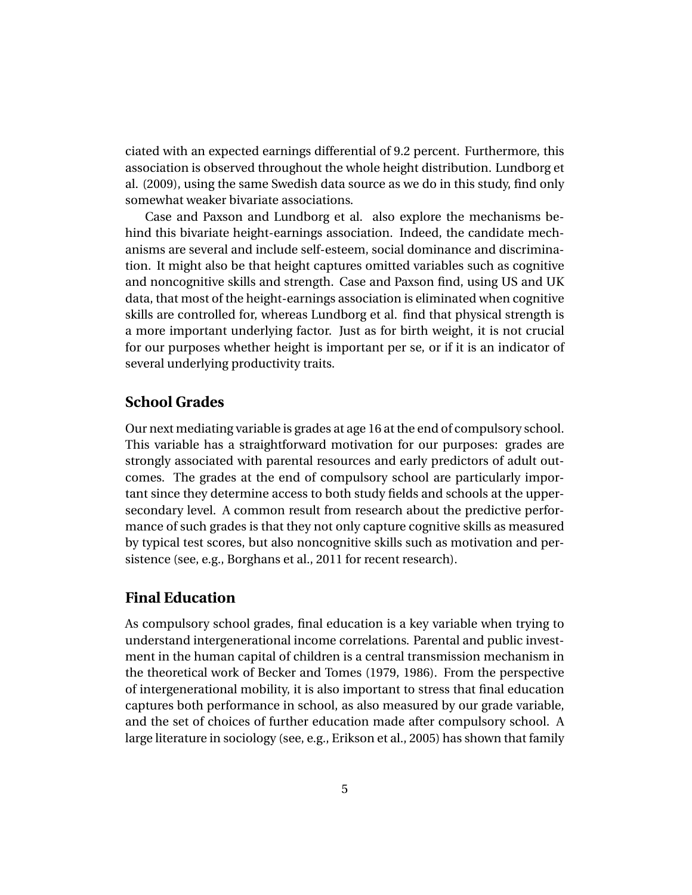ciated with an expected earnings differential of 9.2 percent. Furthermore, this association is observed throughout the whole height distribution. Lundborg et al. (2009), using the same Swedish data source as we do in this study, find only somewhat weaker bivariate associations.

Case and Paxson and Lundborg et al. also explore the mechanisms behind this bivariate height-earnings association. Indeed, the candidate mechanisms are several and include self-esteem, social dominance and discrimination. It might also be that height captures omitted variables such as cognitive and noncognitive skills and strength. Case and Paxson find, using US and UK data, that most of the height-earnings association is eliminated when cognitive skills are controlled for, whereas Lundborg et al. find that physical strength is a more important underlying factor. Just as for birth weight, it is not crucial for our purposes whether height is important per se, or if it is an indicator of several underlying productivity traits.

## School Grades

Our next mediating variable is grades at age 16 at the end of compulsory school. This variable has a straightforward motivation for our purposes: grades are strongly associated with parental resources and early predictors of adult outcomes. The grades at the end of compulsory school are particularly important since they determine access to both study fields and schools at the upper-secondary level. A common result from research about the predictive performance of such grades is that they not only capture cognitive skills as measured by typical test scores, but also noncognitive skills such as motivation and persistence (see, e.g., Borghans et al., 2011 for recent research).

## Final Education

As compulsory school grades, final education is a key variable when trying to understand intergenerational income correlations. Parental and public investment in the human capital of children is a central transmission mechanism in the theoretical work of Becker and Tomes (1979, 1986). From the perspective of intergenerational mobility, it is also important to stress that final education captures both performance in school, as also measured by our grade variable, and the set of choices of further education made after compulsory school. A large literature in sociology (see, e.g., Erikson et al., 2005) has shown that family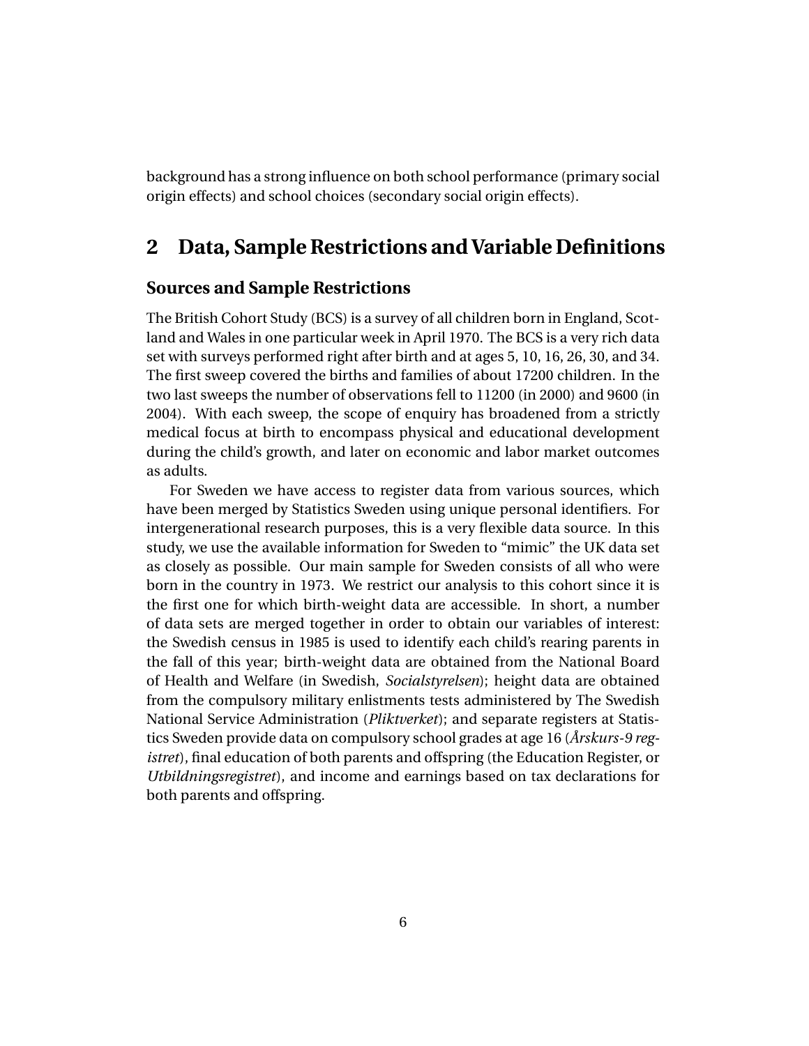background has a strong influence on both school performance (primary social origin effects) and school choices (secondary social origin effects).

# 2 Data, Sample Restrictions and Variable Definitions

## Sources and Sample Restrictions

The British Cohort Study (BCS) is a survey of all children born in England, Scotland and Wales in one particular week in April 1970. The BCS is a very rich data set with surveys performed right after birth and at ages 5, 10, 16, 26, 30, and 34. The first sweep covered the births and families of about 17200 children. In the two last sweeps the number of observations fell to 11200 (in 2000) and 9600 (in 2004). With each sweep, the scope of enquiry has broadened from a strictly medical focus at birth to encompass physical and educational development during the child's growth, and later on economic and labor market outcomes as adults.

For Sweden we have access to register data from various sources, which have been merged by Statistics Sweden using unique personal identifiers. For intergenerational research purposes, this is a very flexible data source. In this study, we use the available information for Sweden to "mimic" the UK data set as closely as possible. Our main sample for Sweden consists of all who were born in the country in 1973. We restrict our analysis to this cohort since it is the first one for which birth-weight data are accessible. In short, a number of data sets are merged together in order to obtain our variables of interest: the Swedish census in 1985 is used to identify each child's rearing parents in the fall of this year; birth-weight data are obtained from the National Board of Health and Welfare (in Swedish, *Socialstyrelsen*); height data are obtained from the compulsory military enlistments tests administered by The Swedish National Service Administration (*Pliktverket*); and separate registers at Statistics Sweden provide data on compulsory school grades at age 16 (*Årskurs-9 registret*), final education of both parents and offspring (the Education Register, or *Utbildningsregistret*), and income and earnings based on tax declarations for both parents and offspring.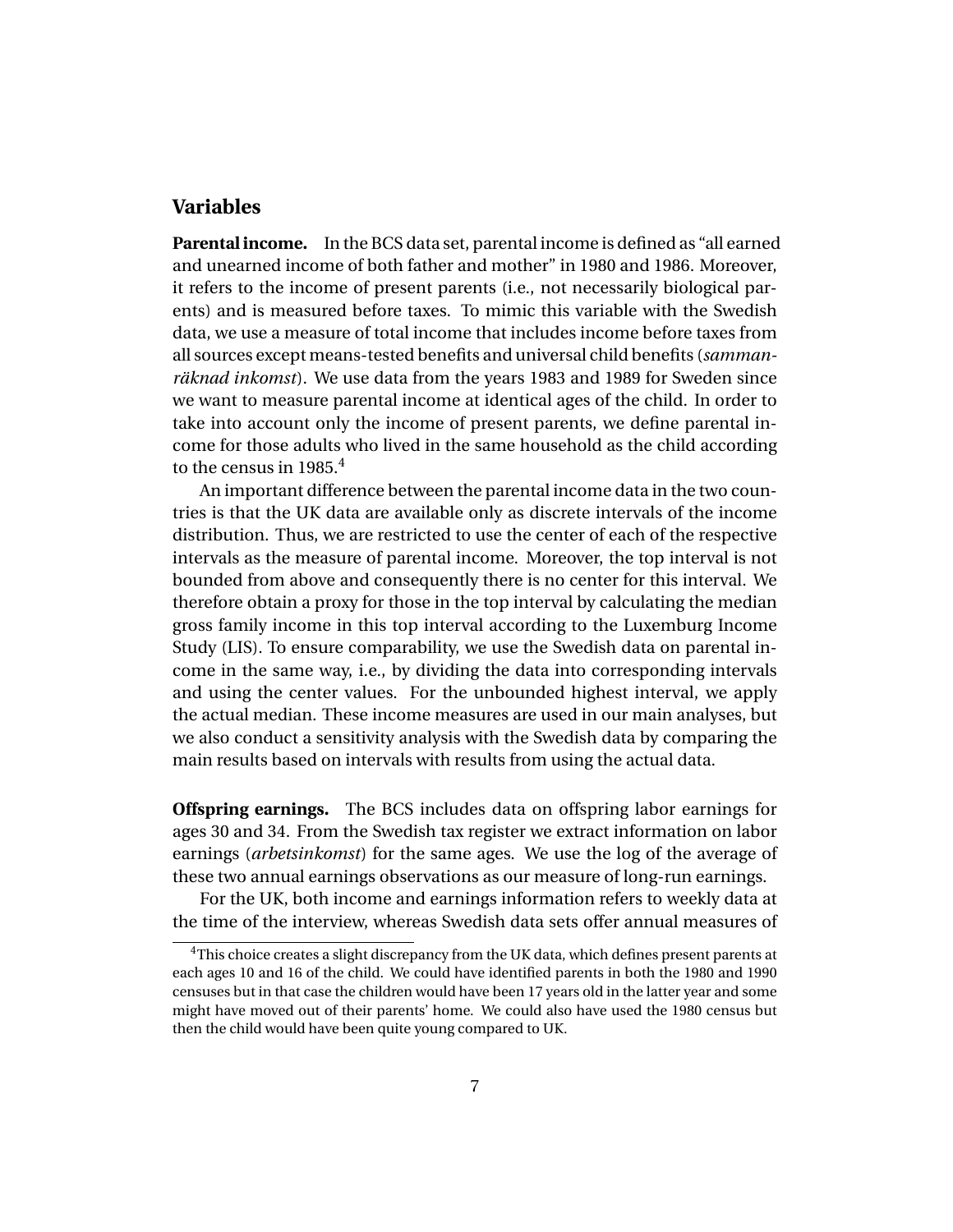## Variables

**Parental income.** In the BCS data set, parental income is defined as "all earned and unearned income of both father and mother" in 1980 and 1986. Moreover, it refers to the income of present parents (i.e., not necessarily biological parents) and is measured before taxes. To mimic this variable with the Swedish data, we use a measure of total income that includes income before taxes from all sources except means-tested benefits and universal child benefits (*sammanräknad inkomst*). We use data from the years 1983 and 1989 for Sweden since we want to measure parental income at identical ages of the child. In order to take into account only the income of present parents, we define parental income for those adults who lived in the same household as the child according to the census in 1985.[4]

An important difference between the parental income data in the two countries is that the UK data are available only as discrete intervals of the income distribution. Thus, we are restricted to use the center of each of the respective intervals as the measure of parental income. Moreover, the top interval is not bounded from above and consequently there is no center for this interval. We therefore obtain a proxy for those in the top interval by calculating the median gross family income in this top interval according to the Luxemburg Income Study (LIS). To ensure comparability, we use the Swedish data on parental income in the same way, i.e., by dividing the data into corresponding intervals and using the center values. For the unbounded highest interval, we apply the actual median. These income measures are used in our main analyses, but we also conduct a sensitivity analysis with the Swedish data by comparing the main results based on intervals with results from using the actual data.

**Offspring earnings.** The BCS includes data on offspring labor earnings for ages 30 and 34. From the Swedish tax register we extract information on labor earnings (*arbetsinkomst*) for the same ages. We use the log of the average of these two annual earnings observations as our measure of long-run earnings.

For the UK, both income and earnings information refers to weekly data at the time of the interview, whereas Swedish data sets offer annual measures of

[4] This choice creates a slight discrepancy from the UK data, which defines present parents at each ages 10 and 16 of the child. We could have identified parents in both the 1980 and 1990 censuses but in that case the children would have been 17 years old in the latter year and some might have moved out of their parents' home. We could also have used the 1980 census but then the child would have been quite young compared to UK.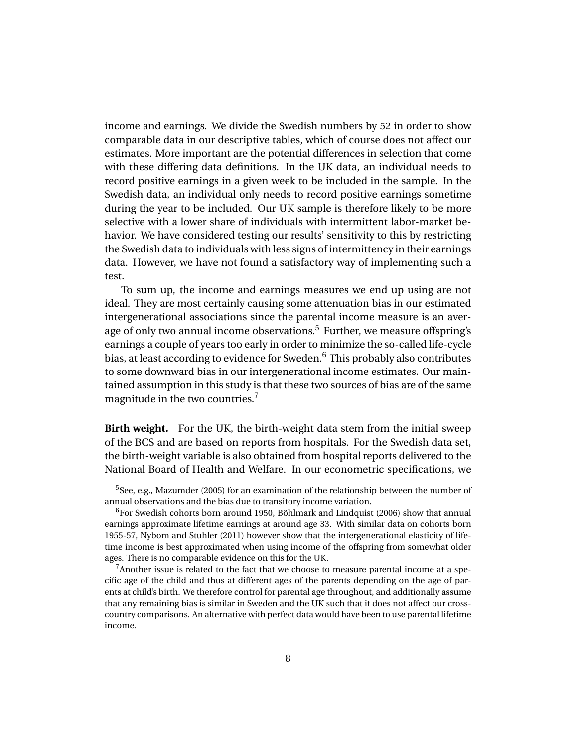income and earnings. We divide the Swedish numbers by 52 in order to show comparable data in our descriptive tables, which of course does not affect our estimates. More important are the potential differences in selection that come with these differing data definitions. In the UK data, an individual needs to record positive earnings in a given week to be included in the sample. In the Swedish data, an individual only needs to record positive earnings sometime during the year to be included. Our UK sample is therefore likely to be more selective with a lower share of individuals with intermittent labor-market behavior. We have considered testing our results' sensitivity to this by restricting the Swedish data to individuals with less signs of intermittency in their earnings data. However, we have not found a satisfactory way of implementing such a test.

To sum up, the income and earnings measures we end up using are not ideal. They are most certainly causing some attenuation bias in our estimated intergenerational associations since the parental income measure is an average of only two annual income observations.[5] Further, we measure offspring's earnings a couple of years too early in order to minimize the so-called life-cycle bias, at least according to evidence for Sweden.[6] This probably also contributes to some downward bias in our intergenerational income estimates. Our maintained assumption in this study is that these two sources of bias are of the same magnitude in the two countries.[7]

**Birth weight.** For the UK, the birth-weight data stem from the initial sweep of the BCS and are based on reports from hospitals. For the Swedish data set, the birth-weight variable is also obtained from hospital reports delivered to the National Board of Health and Welfare. In our econometric specifications, we

[5]See, e.g., Mazumder (2005) for an examination of the relationship between the number of annual observations and the bias due to transitory income variation.

[6]For Swedish cohorts born around 1950, Böhlmark and Lindquist (2006) show that annual earnings approximate lifetime earnings at around age 33. With similar data on cohorts born 1955-57, Nybom and Stuhler (2011) however show that the intergenerational elasticity of lifetime income is best approximated when using income of the offspring from somewhat older ages. There is no comparable evidence on this for the UK.

[7]Another issue is related to the fact that we choose to measure parental income at a specific age of the child and thus at different ages of the parents depending on the age of parents at child's birth. We therefore control for parental age throughout, and additionally assume that any remaining bias is similar in Sweden and the UK such that it does not affect our cross-country comparisons. An alternative with perfect data would have been to use parental lifetime income.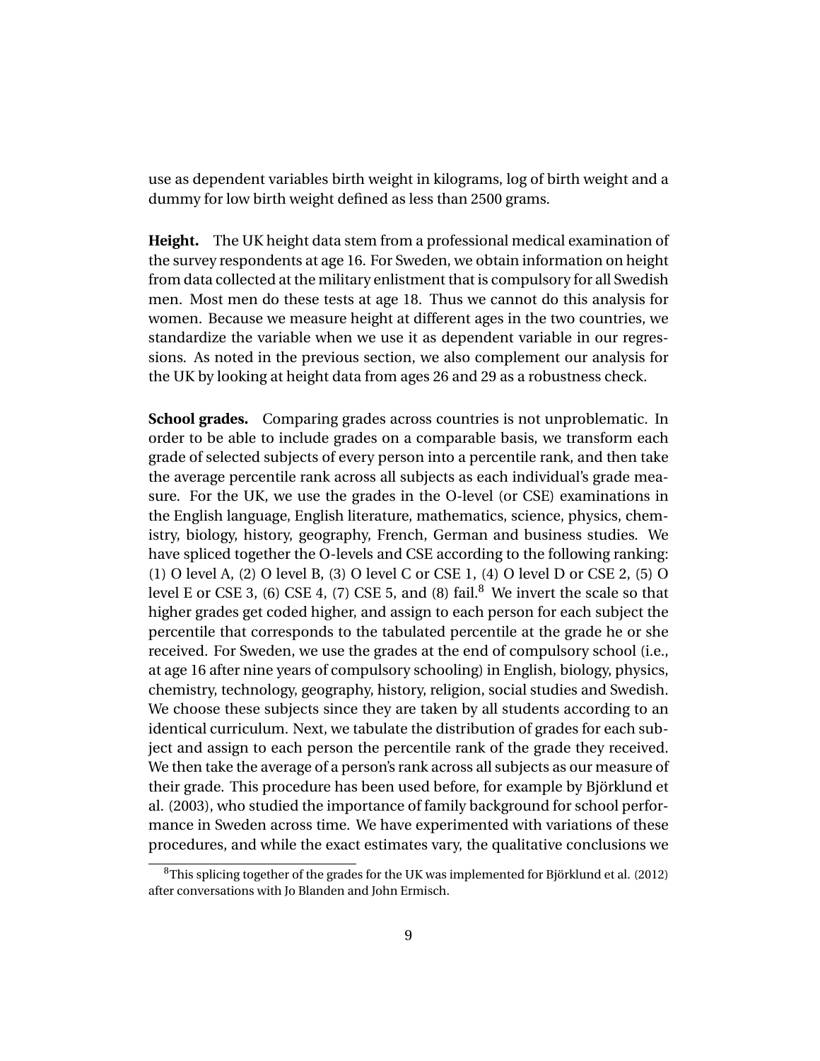use as dependent variables birth weight in kilograms, log of birth weight and a dummy for low birth weight defined as less than 2500 grams.

**Height.** The UK height data stem from a professional medical examination of the survey respondents at age 16. For Sweden, we obtain information on height from data collected at the military enlistment that is compulsory for all Swedish men. Most men do these tests at age 18. Thus we cannot do this analysis for women. Because we measure height at different ages in the two countries, we standardize the variable when we use it as dependent variable in our regressions. As noted in the previous section, we also complement our analysis for the UK by looking at height data from ages 26 and 29 as a robustness check.

**School grades.** Comparing grades across countries is not unproblematic. In order to be able to include grades on a comparable basis, we transform each grade of selected subjects of every person into a percentile rank, and then take the average percentile rank across all subjects as each individual's grade measure. For the UK, we use the grades in the O-level (or CSE) examinations in the English language, English literature, mathematics, science, physics, chemistry, biology, history, geography, French, German and business studies. We have spliced together the O-levels and CSE according to the following ranking: (1) O level A, (2) O level B, (3) O level C or CSE 1, (4) O level D or CSE 2, (5) O level E or CSE 3, (6) CSE 4, (7) CSE 5, and (8) fail.[8] We invert the scale so that higher grades get coded higher, and assign to each person for each subject the percentile that corresponds to the tabulated percentile at the grade he or she received. For Sweden, we use the grades at the end of compulsory school (i.e., at age 16 after nine years of compulsory schooling) in English, biology, physics, chemistry, technology, geography, history, religion, social studies and Swedish. We choose these subjects since they are taken by all students according to an identical curriculum. Next, we tabulate the distribution of grades for each subject and assign to each person the percentile rank of the grade they received. We then take the average of a person's rank across all subjects as our measure of their grade. This procedure has been used before, for example by Björklund et al. (2003), who studied the importance of family background for school performance in Sweden across time. We have experimented with variations of these procedures, and while the exact estimates vary, the qualitative conclusions we

[8] This splicing together of the grades for the UK was implemented for Björklund et al. (2012) after conversations with Jo Blanden and John Ermisch.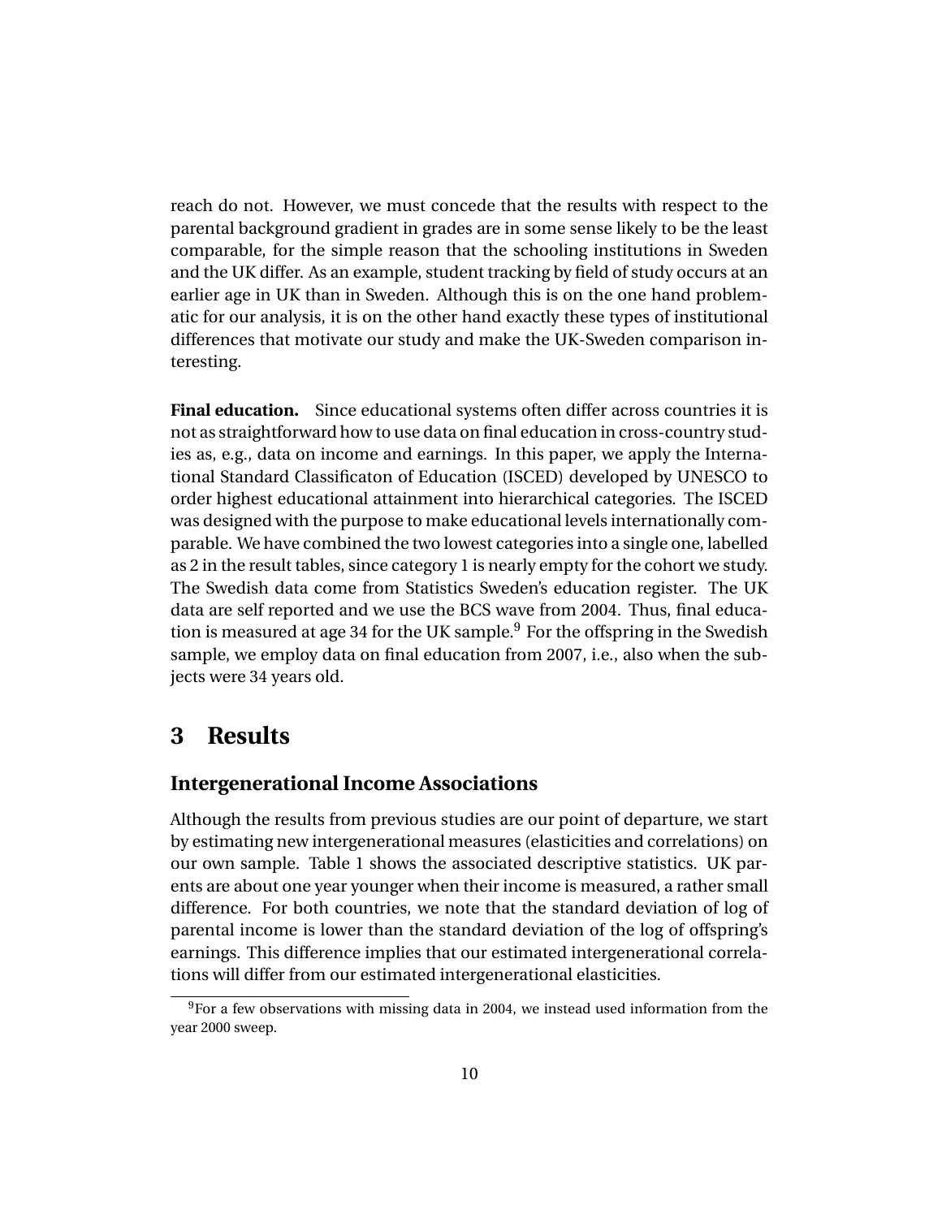reach do not. However, we must concede that the results with respect to the parental background gradient in grades are in some sense likely to be the least comparable, for the simple reason that the schooling institutions in Sweden and the UK differ. As an example, student tracking by field of study occurs at an earlier age in UK than in Sweden. Although this is on the one hand problematic for our analysis, it is on the other hand exactly these types of institutional differences that motivate our study and make the UK-Sweden comparison interesting.

**Final education.** Since educational systems often differ across countries it is not as straightforward how to use data on final education in cross-country studies as, e.g., data on income and earnings. In this paper, we apply the International Standard Classificaton of Education (ISCED) developed by UNESCO to order highest educational attainment into hierarchical categories. The ISCED was designed with the purpose to make educational levels internationally comparable. We have combined the two lowest categories into a single one, labelled as 2 in the result tables, since category 1 is nearly empty for the cohort we study. The Swedish data come from Statistics Sweden's education register. The UK data are self reported and we use the BCS wave from 2004. Thus, final education is measured at age 34 for the UK sample.[9] For the offspring in the Swedish sample, we employ data on final education from 2007, i.e., also when the subjects were 34 years old.

# 3 Results

## Intergenerational Income Associations

Although the results from previous studies are our point of departure, we start by estimating new intergenerational measures (elasticities and correlations) on our own sample. Table 1 shows the associated descriptive statistics. UK parents are about one year younger when their income is measured, a rather small difference. For both countries, we note that the standard deviation of log of parental income is lower than the standard deviation of the log of offspring's earnings. This difference implies that our estimated intergenerational correlations will differ from our estimated intergenerational elasticities.

[9] For a few observations with missing data in 2004, we instead used information from the year 2000 sweep.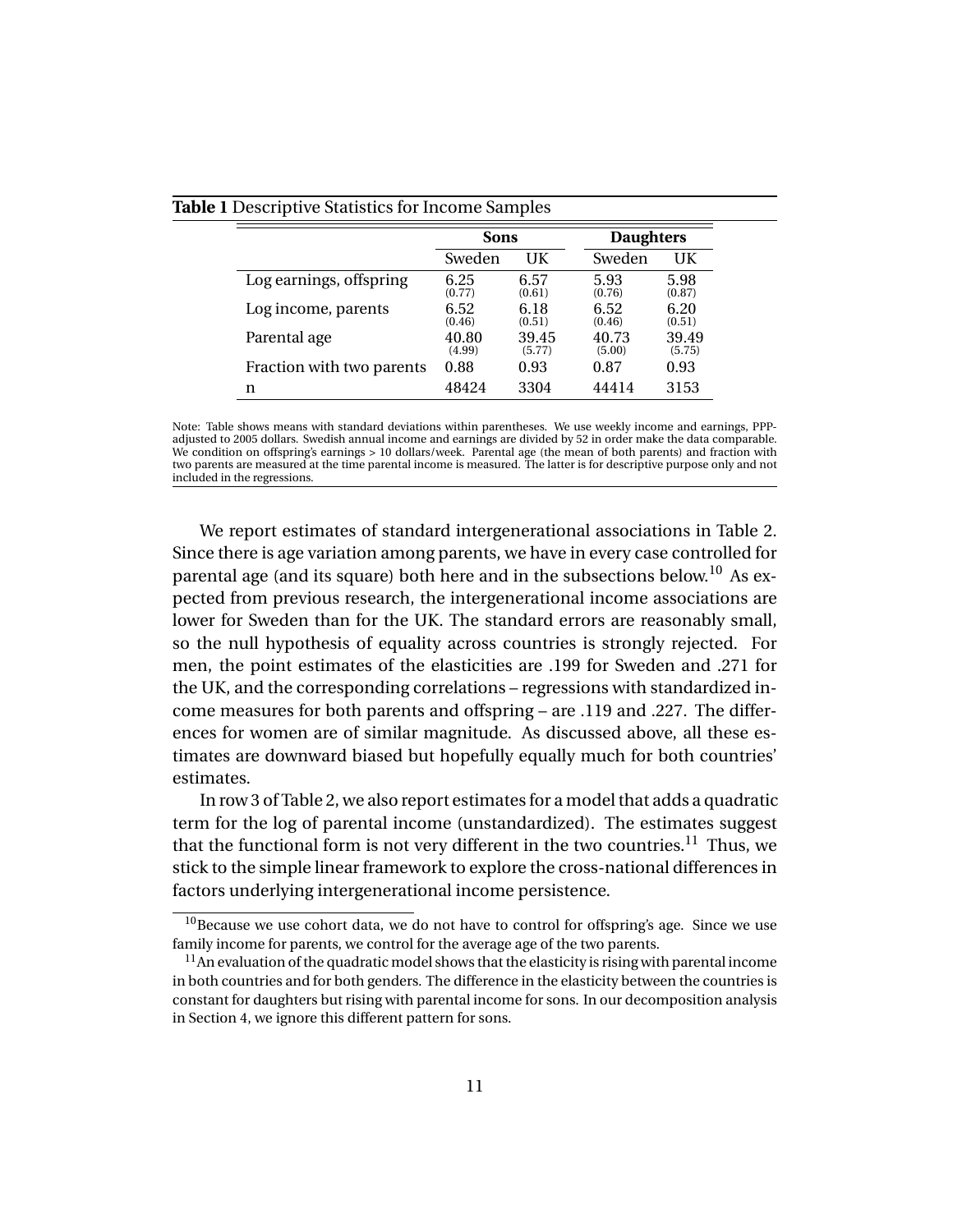**Table 1** Descriptive Statistics for Income Samples

| | Sons | | Daughters | |
|---|---|---|---|---|
| | Sweden | UK | Sweden | UK |
| Log earnings, offspring | 6.25 (0.77) | 6.57 (0.61) | 5.93 (0.76) | 5.98 (0.87) |
| Log income, parents | 6.52 (0.46) | 6.18 (0.51) | 6.52 (0.46) | 6.20 (0.51) |
| Parental age | 40.80 (4.99) | 39.45 (5.77) | 40.73 (5.00) | 39.49 (5.75) |
| Fraction with two parents | 0.88 | 0.93 | 0.87 | 0.93 |
| n | 48424 | 3304 | 44414 | 3153 |

Note: Table shows means with standard deviations within parentheses. We use weekly income and earnings, PPP-adjusted to 2005 dollars. Swedish annual income and earnings are divided by 52 in order make the data comparable. We condition on offspring's earnings > 10 dollars/week. Parental age (the mean of both parents) and fraction with two parents are measured at the time parental income is measured. The latter is for descriptive purpose only and not included in the regressions.

We report estimates of standard intergenerational associations in Table 2. Since there is age variation among parents, we have in every case controlled for parental age (and its square) both here and in the subsections below.[10] As expected from previous research, the intergenerational income associations are lower for Sweden than for the UK. The standard errors are reasonably small, so the null hypothesis of equality across countries is strongly rejected. For men, the point estimates of the elasticities are .199 for Sweden and .271 for the UK, and the corresponding correlations – regressions with standardized income measures for both parents and offspring – are .119 and .227. The differences for women are of similar magnitude. As discussed above, all these estimates are downward biased but hopefully equally much for both countries' estimates.

In row 3 of Table 2, we also report estimates for a model that adds a quadratic term for the log of parental income (unstandardized). The estimates suggest that the functional form is not very different in the two countries.[11] Thus, we stick to the simple linear framework to explore the cross-national differences in factors underlying intergenerational income persistence.

[10] Because we use cohort data, we do not have to control for offspring's age. Since we use family income for parents, we control for the average age of the two parents.

[11] An evaluation of the quadratic model shows that the elasticity is rising with parental income in both countries and for both genders. The difference in the elasticity between the countries is constant for daughters but rising with parental income for sons. In our decomposition analysis in Section 4, we ignore this different pattern for sons.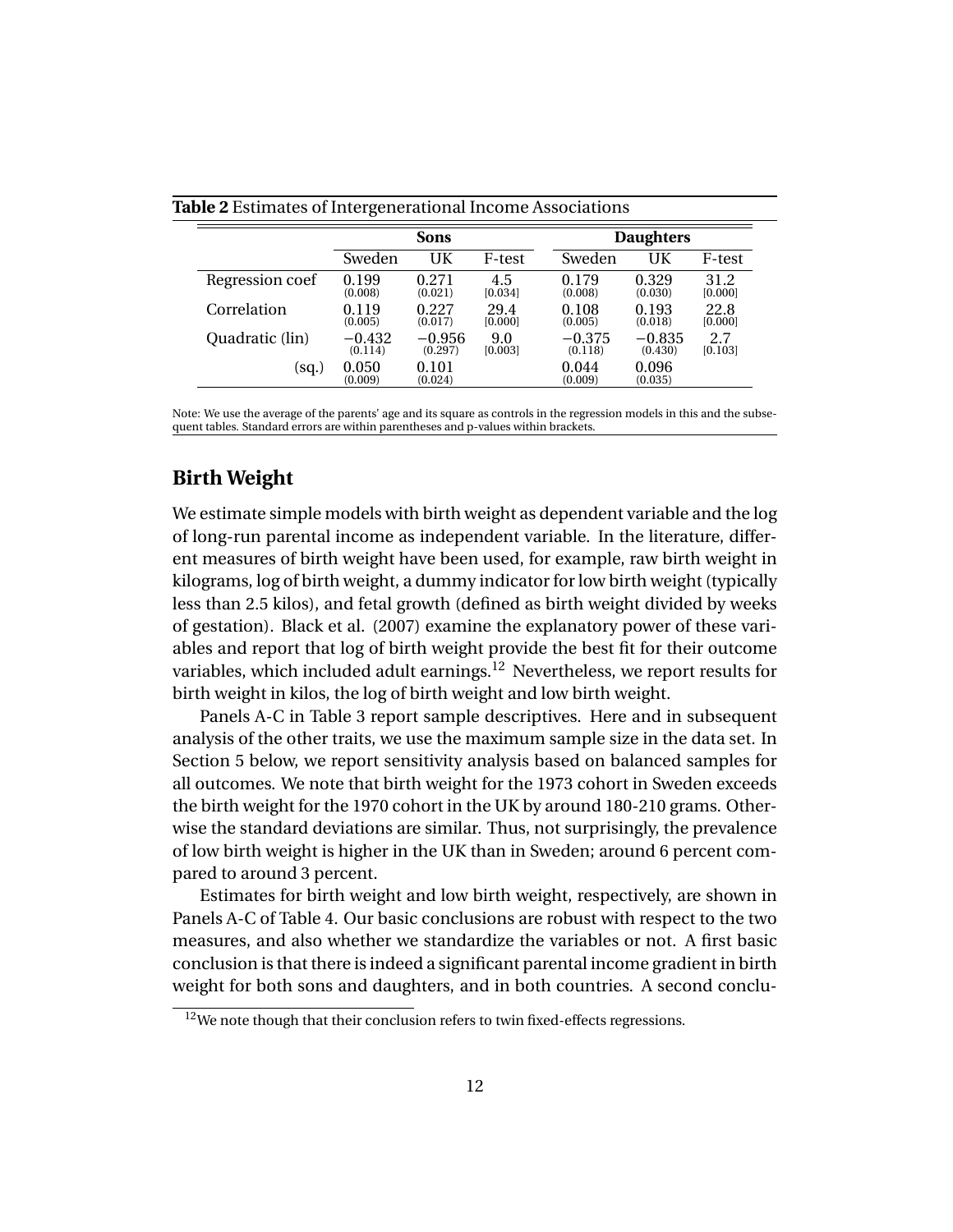**Table 2** Estimates of Intergenerational Income Associations

| | Sons | | | Daughters | | |
|---|---|---|---|---|---|---|
| | Sweden | UK | F-test | Sweden | UK | F-test |
| Regression coef | 0.199 (0.008) | 0.271 (0.021) | 4.5 [0.034] | 0.179 (0.008) | 0.329 (0.030) | 31.2 [0.000] |
| Correlation | 0.119 (0.005) | 0.227 (0.017) | 29.4 [0.000] | 0.108 (0.005) | 0.193 (0.018) | 22.8 [0.000] |
| Quadratic (lin) | −0.432 (0.114) | −0.956 (0.297) | 9.0 [0.003] | −0.375 (0.118) | −0.835 (0.430) | 2.7 [0.103] |
| (sq.) | 0.050 (0.009) | 0.101 (0.024) | | 0.044 (0.009) | 0.096 (0.035) | |

Note: We use the average of the parents' age and its square as controls in the regression models in this and the subsequent tables. Standard errors are within parentheses and p-values within brackets.

## Birth Weight

We estimate simple models with birth weight as dependent variable and the log of long-run parental income as independent variable. In the literature, different measures of birth weight have been used, for example, raw birth weight in kilograms, log of birth weight, a dummy indicator for low birth weight (typically less than 2.5 kilos), and fetal growth (defined as birth weight divided by weeks of gestation). Black et al. (2007) examine the explanatory power of these variables and report that log of birth weight provide the best fit for their outcome variables, which included adult earnings.[12] Nevertheless, we report results for birth weight in kilos, the log of birth weight and low birth weight.

Panels A-C in Table 3 report sample descriptives. Here and in subsequent analysis of the other traits, we use the maximum sample size in the data set. In Section 5 below, we report sensitivity analysis based on balanced samples for all outcomes. We note that birth weight for the 1973 cohort in Sweden exceeds the birth weight for the 1970 cohort in the UK by around 180-210 grams. Otherwise the standard deviations are similar. Thus, not surprisingly, the prevalence of low birth weight is higher in the UK than in Sweden; around 6 percent compared to around 3 percent.

Estimates for birth weight and low birth weight, respectively, are shown in Panels A-C of Table 4. Our basic conclusions are robust with respect to the two measures, and also whether we standardize the variables or not. A first basic conclusion is that there is indeed a significant parental income gradient in birth weight for both sons and daughters, and in both countries. A second conclu-

[12] We note though that their conclusion refers to twin fixed-effects regressions.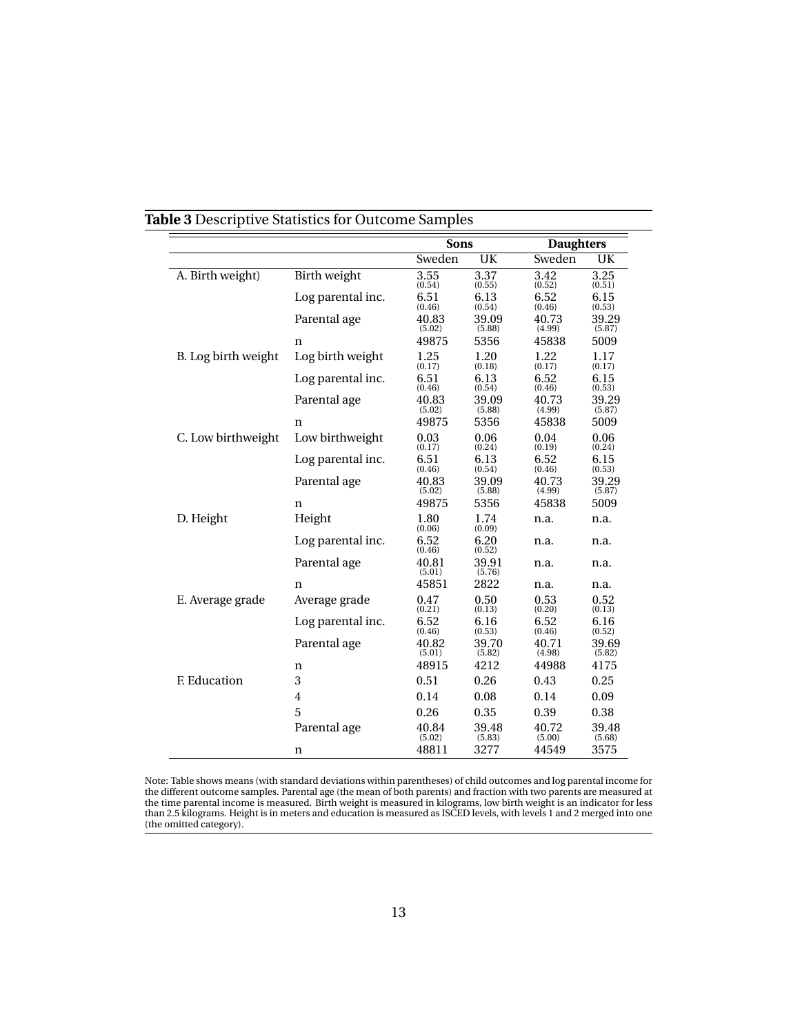**Table 3** Descriptive Statistics for Outcome Samples

| | | Sons | | Daughters | |
|---|---|---|---|---|---|
| | | Sweden | UK | Sweden | UK |
| A. Birth weight) | Birth weight | 3.55 (0.54) | 3.37 (0.55) | 3.42 (0.52) | 3.25 (0.51) |
| | Log parental inc. | 6.51 (0.46) | 6.13 (0.54) | 6.52 (0.46) | 6.15 (0.53) |
| | Parental age | 40.83 (5.02) | 39.09 (5.88) | 40.73 (4.99) | 39.29 (5.87) |
| | n | 49875 | 5356 | 45838 | 5009 |
| B. Log birth weight | Log birth weight | 1.25 (0.17) | 1.20 (0.18) | 1.22 (0.17) | 1.17 (0.17) |
| | Log parental inc. | 6.51 (0.46) | 6.13 (0.54) | 6.52 (0.46) | 6.15 (0.53) |
| | Parental age | 40.83 (5.02) | 39.09 (5.88) | 40.73 (4.99) | 39.29 (5.87) |
| | n | 49875 | 5356 | 45838 | 5009 |
| C. Low birthweight | Low birthweight | 0.03 (0.17) | 0.06 (0.24) | 0.04 (0.19) | 0.06 (0.24) |
| | Log parental inc. | 6.51 (0.46) | 6.13 (0.54) | 6.52 (0.46) | 6.15 (0.53) |
| | Parental age | 40.83 (5.02) | 39.09 (5.88) | 40.73 (4.99) | 39.29 (5.87) |
| | n | 49875 | 5356 | 45838 | 5009 |
| D. Height | Height | 1.80 (0.06) | 1.74 (0.09) | n.a. | n.a. |
| | Log parental inc. | 6.52 (0.46) | 6.20 (0.52) | n.a. | n.a. |
| | Parental age | 40.81 (5.01) | 39.91 (5.76) | n.a. | n.a. |
| | n | 45851 | 2822 | n.a. | n.a. |
| E. Average grade | Average grade | 0.47 (0.21) | 0.50 (0.13) | 0.53 (0.20) | 0.52 (0.13) |
| | Log parental inc. | 6.52 (0.46) | 6.16 (0.53) | 6.52 (0.46) | 6.16 (0.52) |
| | Parental age | 40.82 (5.01) | 39.70 (5.82) | 40.71 (4.98) | 39.69 (5.82) |
| | n | 48915 | 4212 | 44988 | 4175 |
| F. Education | 3 | 0.51 | 0.26 | 0.43 | 0.25 |
| | 4 | 0.14 | 0.08 | 0.14 | 0.09 |
| | 5 | 0.26 | 0.35 | 0.39 | 0.38 |
| | Parental age | 40.84 (5.02) | 39.48 (5.83) | 40.72 (5.00) | 39.48 (5.68) |
| | n | 48811 | 3277 | 44549 | 3575 |

Note: Table shows means (with standard deviations within parentheses) of child outcomes and log parental income for the different outcome samples. Parental age (the mean of both parents) and fraction with two parents are measured at the time parental income is measured. Birth weight is measured in kilograms, low birth weight is an indicator for less than 2.5 kilograms. Height is in meters and education is measured as ISCED levels, with levels 1 and 2 merged into one (the omitted category).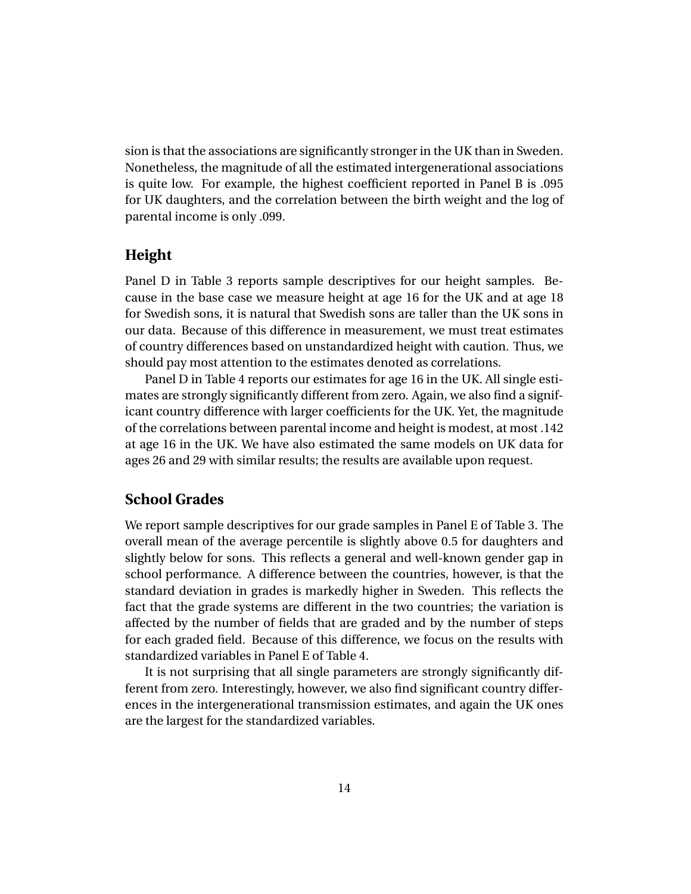sion is that the associations are significantly stronger in the UK than in Sweden. Nonetheless, the magnitude of all the estimated intergenerational associations is quite low. For example, the highest coefficient reported in Panel B is .095 for UK daughters, and the correlation between the birth weight and the log of parental income is only .099.

## Height

Panel D in Table 3 reports sample descriptives for our height samples. Because in the base case we measure height at age 16 for the UK and at age 18 for Swedish sons, it is natural that Swedish sons are taller than the UK sons in our data. Because of this difference in measurement, we must treat estimates of country differences based on unstandardized height with caution. Thus, we should pay most attention to the estimates denoted as correlations.

Panel D in Table 4 reports our estimates for age 16 in the UK. All single estimates are strongly significantly different from zero. Again, we also find a significant country difference with larger coefficients for the UK. Yet, the magnitude of the correlations between parental income and height is modest, at most .142 at age 16 in the UK. We have also estimated the same models on UK data for ages 26 and 29 with similar results; the results are available upon request.

## School Grades

We report sample descriptives for our grade samples in Panel E of Table 3. The overall mean of the average percentile is slightly above 0.5 for daughters and slightly below for sons. This reflects a general and well-known gender gap in school performance. A difference between the countries, however, is that the standard deviation in grades is markedly higher in Sweden. This reflects the fact that the grade systems are different in the two countries; the variation is affected by the number of fields that are graded and by the number of steps for each graded field. Because of this difference, we focus on the results with standardized variables in Panel E of Table 4.

It is not surprising that all single parameters are strongly significantly different from zero. Interestingly, however, we also find significant country differences in the intergenerational transmission estimates, and again the UK ones are the largest for the standardized variables.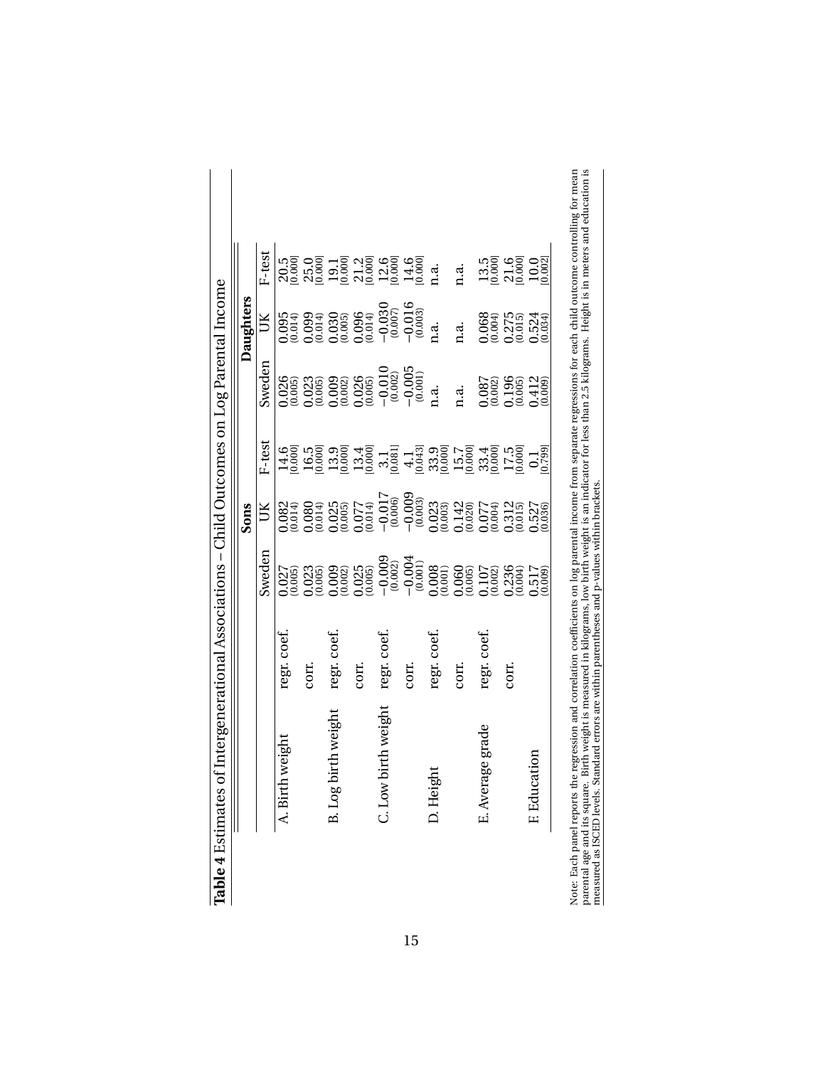**Table 4** Estimates of Intergenerational Associations – Child Outcomes on Log Parental Income

| | | Sons | | | Daughters | | |
|---|---|---|---|---|---|---|---|
| | | Sweden | UK | F-test | Sweden | UK | F-test |
| A. Birth weight | regr. coef. | 0.027 (0.005) | 0.082 (0.014) | 14.6 [0.000] | 0.026 (0.005) | 0.095 (0.014) | 20.5 [0.000] |
| | corr. | 0.023 (0.005) | 0.080 (0.014) | 16.5 [0.000] | 0.023 (0.005) | 0.099 (0.014) | 25.0 [0.000] |
| B. Log birth weight | regr. coef. | 0.009 (0.002) | 0.025 (0.005) | 13.9 [0.000] | 0.009 (0.002) | 0.030 (0.005) | 19.1 [0.000] |
| | corr. | 0.025 (0.005) | 0.077 (0.014) | 13.4 [0.000] | 0.026 (0.005) | 0.096 (0.014) | 21.2 [0.000] |
| C. Low birth weight | regr. coef. | −0.009 (0.002) | −0.017 (0.006) | 3.1 [0.081] | −0.010 (0.002) | −0.030 (0.007) | 12.6 [0.000] |
| | corr. | −0.004 (0.001) | −0.009 (0.003) | 4.1 [0.043] | −0.005 (0.001) | −0.016 (0.003) | 14.6 [0.000] |
| D. Height | regr. coef. | 0.008 (0.001) | 0.023 (0.003) | 33.9 [0.000] | n.a. | n.a. | n.a. |
| | corr. | 0.060 (0.005) | 0.142 (0.020) | 15.7 [0.000] | n.a. | n.a. | n.a. |
| E. Average grade | regr. coef. | 0.107 (0.002) | 0.077 (0.004) | 33.4 [0.000] | 0.087 (0.002) | 0.068 (0.004) | 13.5 [0.000] |
| | corr. | 0.236 (0.004) | 0.312 (0.015) | 17.5 [0.000] | 0.196 (0.005) | 0.275 (0.015) | 21.6 [0.000] |
| F. Education | | 0.517 (0.009) | 0.527 (0.036) | 0.1 [0.799] | 0.412 (0.009) | 0.524 (0.034) | 10.0 [0.002] |

Note: Each panel reports the regression and correlation coefficients on log parental income from separate regressions for each child outcome controlling for mean parental age and its square. Birth weight is measured in kilograms, low birth weight is an indicator for less than 2.5 kilograms. Height is in meters and education is measured as ISCED levels. Standard errors are within parentheses and p-values within brackets.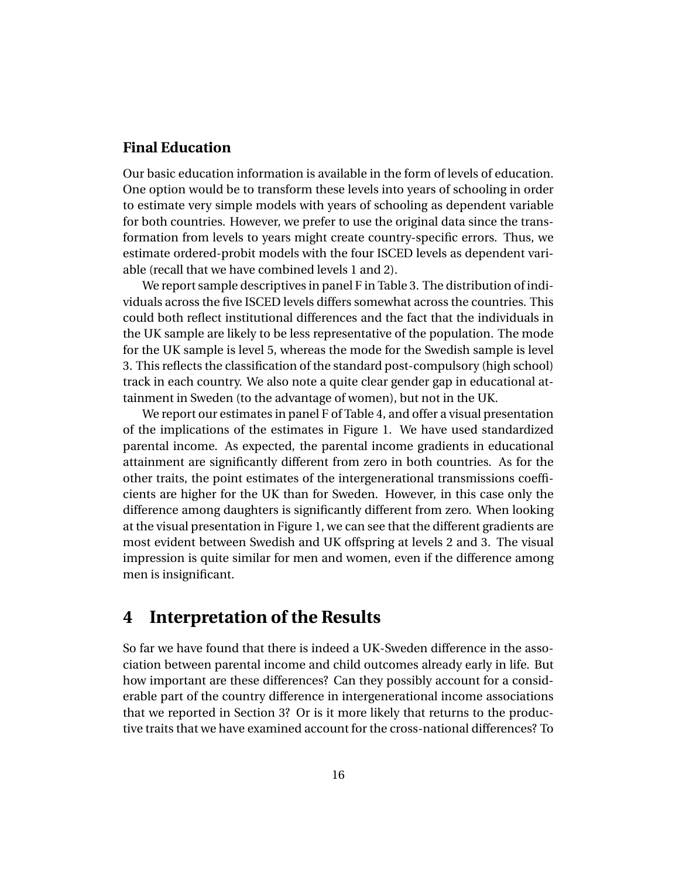### Final Education

Our basic education information is available in the form of levels of education. One option would be to transform these levels into years of schooling in order to estimate very simple models with years of schooling as dependent variable for both countries. However, we prefer to use the original data since the transformation from levels to years might create country-specific errors. Thus, we estimate ordered-probit models with the four ISCED levels as dependent variable (recall that we have combined levels 1 and 2).

We report sample descriptives in panel F in Table 3. The distribution of individuals across the five ISCED levels differs somewhat across the countries. This could both reflect institutional differences and the fact that the individuals in the UK sample are likely to be less representative of the population. The mode for the UK sample is level 5, whereas the mode for the Swedish sample is level 3. This reflects the classification of the standard post-compulsory (high school) track in each country. We also note a quite clear gender gap in educational attainment in Sweden (to the advantage of women), but not in the UK.

We report our estimates in panel F of Table 4, and offer a visual presentation of the implications of the estimates in Figure 1. We have used standardized parental income. As expected, the parental income gradients in educational attainment are significantly different from zero in both countries. As for the other traits, the point estimates of the intergenerational transmissions coefficients are higher for the UK than for Sweden. However, in this case only the difference among daughters is significantly different from zero. When looking at the visual presentation in Figure 1, we can see that the different gradients are most evident between Swedish and UK offspring at levels 2 and 3. The visual impression is quite similar for men and women, even if the difference among men is insignificant.

## 4 Interpretation of the Results

So far we have found that there is indeed a UK-Sweden difference in the association between parental income and child outcomes already early in life. But how important are these differences? Can they possibly account for a considerable part of the country difference in intergenerational income associations that we reported in Section 3? Or is it more likely that returns to the productive traits that we have examined account for the cross-national differences? To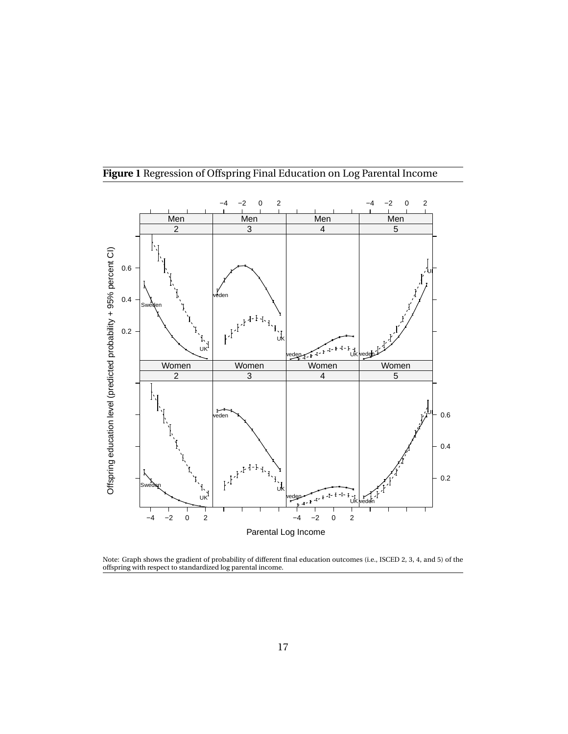**Figure 1** Regression of Offspring Final Education on Log Parental Income

Note: Graph shows the gradient of probability of different final education outcomes (i.e., ISCED 2, 3, 4, and 5) of the offspring with respect to standardized log parental income.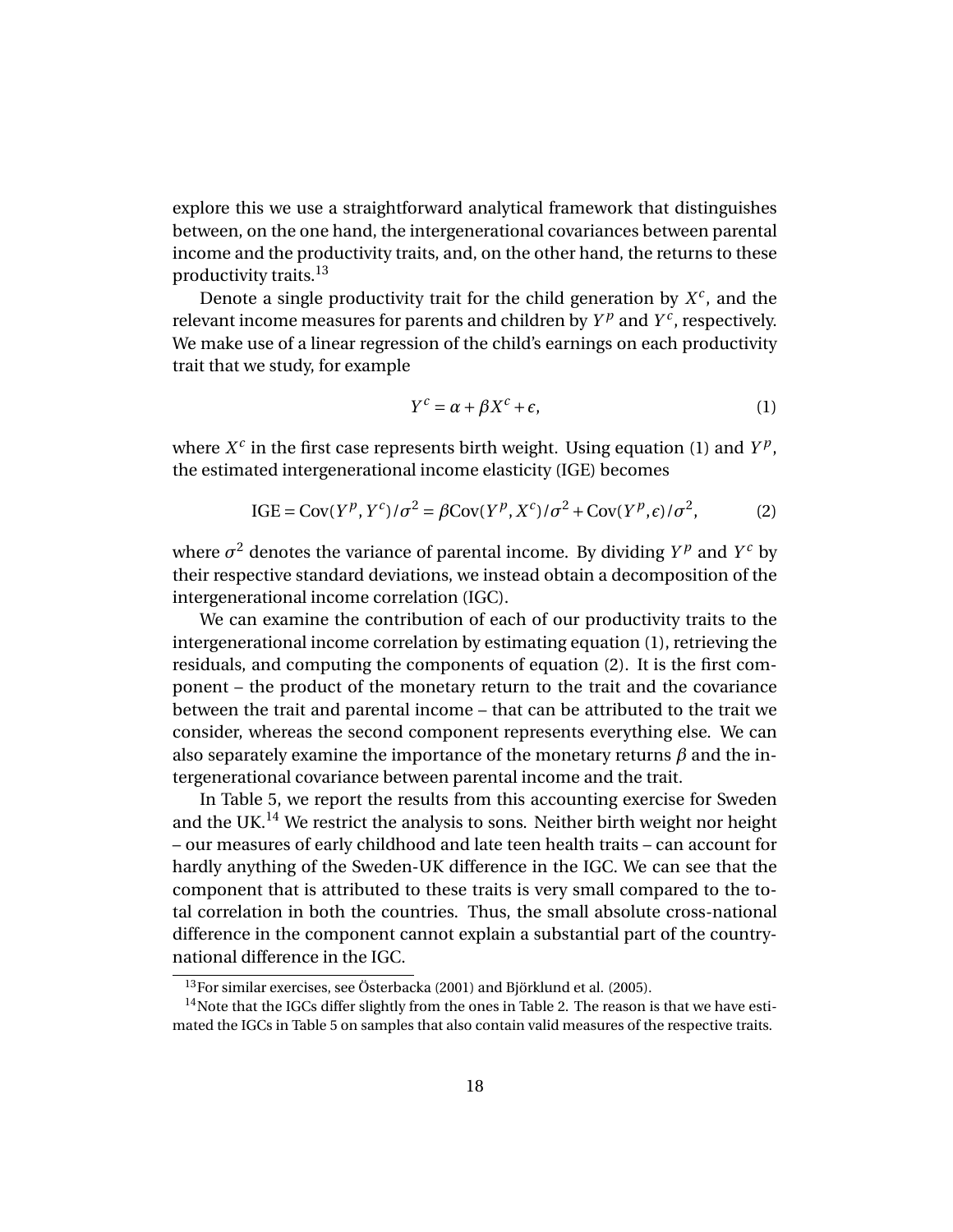explore this we use a straightforward analytical framework that distinguishes between, on the one hand, the intergenerational covariances between parental income and the productivity traits, and, on the other hand, the returns to these productivity traits.[13]

Denote a single productivity trait for the child generation by $X^c$, and the relevant income measures for parents and children by $Y^p$ and $Y^c$, respectively. We make use of a linear regression of the child's earnings on each productivity trait that we study, for example

$$Y^c = \alpha + \beta X^c + \epsilon, \tag{1}$$

where $X^c$ in the first case represents birth weight. Using equation (1) and $Y^p$, the estimated intergenerational income elasticity (IGE) becomes

$$\text{IGE} = \text{Cov}(Y^p, Y^c)/\sigma^2 = \beta \text{Cov}(Y^p, X^c)/\sigma^2 + \text{Cov}(Y^p, \epsilon)/\sigma^2, \tag{2}$$

where $\sigma^2$ denotes the variance of parental income. By dividing $Y^p$ and $Y^c$ by their respective standard deviations, we instead obtain a decomposition of the intergenerational income correlation (IGC).

We can examine the contribution of each of our productivity traits to the intergenerational income correlation by estimating equation (1), retrieving the residuals, and computing the components of equation (2). It is the first component – the product of the monetary return to the trait and the covariance between the trait and parental income – that can be attributed to the trait we consider, whereas the second component represents everything else. We can also separately examine the importance of the monetary returns $\beta$ and the intergenerational covariance between parental income and the trait.

In Table 5, we report the results from this accounting exercise for Sweden and the UK.[14] We restrict the analysis to sons. Neither birth weight nor height – our measures of early childhood and late teen health traits – can account for hardly anything of the Sweden-UK difference in the IGC. We can see that the component that is attributed to these traits is very small compared to the total correlation in both the countries. Thus, the small absolute cross-national difference in the component cannot explain a substantial part of the country-national difference in the IGC.

[13] For similar exercises, see Österbacka (2001) and Björklund et al. (2005).

[14] Note that the IGCs differ slightly from the ones in Table 2. The reason is that we have estimated the IGCs in Table 5 on samples that also contain valid measures of the respective traits.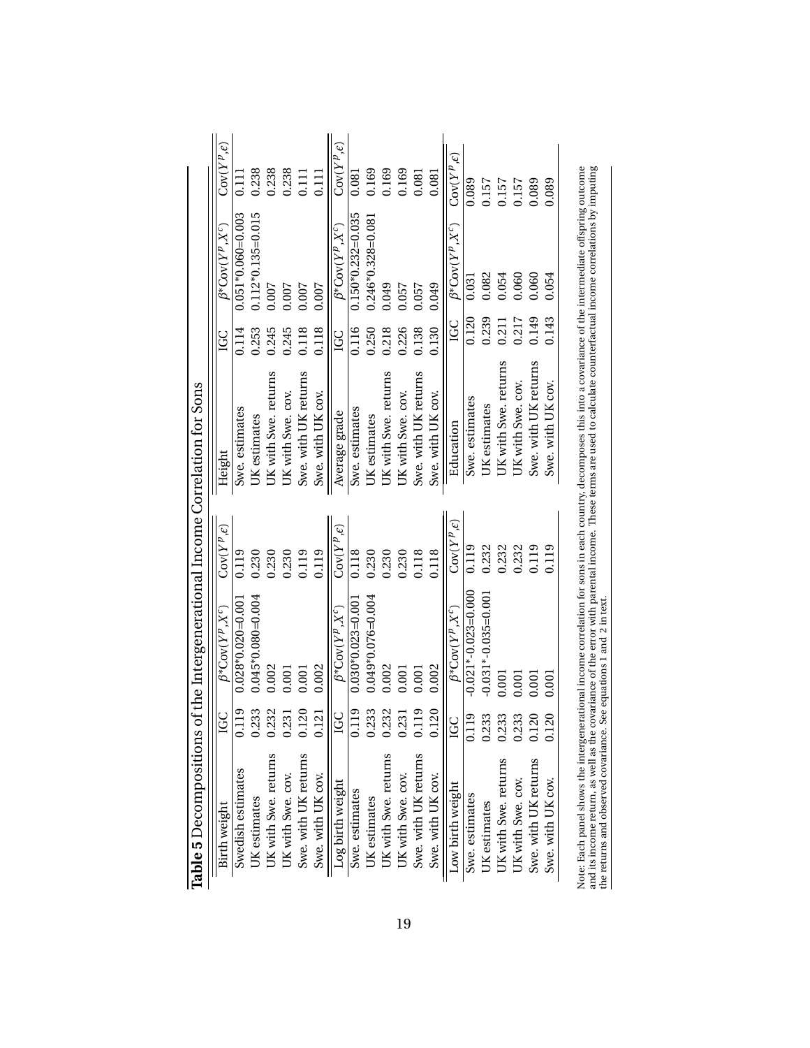**Table 5** Decompositions of the Intergenerational Income Correlation for Sons

| Birth weight | IGC | $\beta$*Cov($Y^p$,$X^c$) | Cov($Y^p$,$\epsilon$) |
|---|---|---|---|
| Swedish estimates | 0.119 | 0.028*0.020=0.001 | 0.119 |
| UK estimates | 0.233 | 0.045*0.080=0.004 | 0.230 |
| UK with Swe. returns | 0.232 | 0.002 | 0.230 |
| UK with Swe. cov. | 0.231 | 0.001 | 0.230 |
| Swe. with UK returns | 0.120 | 0.001 | 0.119 |
| Swe. with UK cov. | 0.121 | 0.002 | 0.119 |

| Log birth weight | IGC | $\beta$*Cov($Y^p$,$X^c$) | Cov($Y^p$,$\epsilon$) |
|---|---|---|---|
| Swe. estimates | 0.119 | 0.030*0.023=0.001 | 0.118 |
| UK estimates | 0.233 | 0.049*0.076=0.004 | 0.230 |
| UK with Swe. returns | 0.232 | 0.002 | 0.230 |
| UK with Swe. cov. | 0.231 | 0.001 | 0.230 |
| Swe. with UK returns | 0.119 | 0.001 | 0.118 |
| Swe. with UK cov. | 0.120 | 0.002 | 0.118 |

| Low birth weight | IGC | $\beta$*Cov($Y^p$,$X^c$) | Cov($Y^p$,$\epsilon$) |
|---|---|---|---|
| Swe. estimates | 0.119 | -0.021*-0.023=0.000 | 0.119 |
| UK estimates | 0.233 | -0.031*-0.035=0.001 | 0.232 |
| UK with Swe. returns | 0.233 | 0.001 | 0.232 |
| UK with Swe. cov. | 0.233 | 0.001 | 0.232 |
| Swe. with UK returns | 0.120 | 0.001 | 0.119 |
| Swe. with UK cov. | 0.120 | 0.001 | 0.119 |

| Height | IGC | $\beta$*Cov($Y^p$,$X^c$) | Cov($Y^p$,$\epsilon$) |
|---|---|---|---|
| Swe. estimates | 0.114 | 0.051*0.060=0.003 | 0.111 |
| UK estimates | 0.253 | 0.112*0.135=0.015 | 0.238 |
| UK with Swe. returns | 0.245 | 0.007 | 0.238 |
| UK with Swe. cov. | 0.245 | 0.007 | 0.238 |
| Swe. with UK returns | 0.118 | 0.007 | 0.111 |
| Swe. with UK cov. | 0.118 | 0.007 | 0.111 |

| Average grade | IGC | $\beta$*Cov($Y^p$,$X^c$) | Cov($Y^p$,$\epsilon$) |
|---|---|---|---|
| Swe. estimates | 0.116 | 0.150*0.232=0.035 | 0.081 |
| UK estimates | 0.250 | 0.246*0.328=0.081 | 0.169 |
| UK with Swe. returns | 0.218 | 0.049 | 0.169 |
| UK with Swe. cov. | 0.226 | 0.057 | 0.169 |
| Swe. with UK returns | 0.138 | 0.057 | 0.081 |
| Swe. with UK cov. | 0.130 | 0.049 | 0.081 |

| Education | IGC | $\beta$*Cov($Y^p$,$X^c$) | Cov($Y^p$,$\epsilon$) |
|---|---|---|---|
| Swe. estimates | 0.120 | 0.031 | 0.089 |
| UK estimates | 0.239 | 0.082 | 0.157 |
| UK with Swe. returns | 0.211 | 0.054 | 0.157 |
| UK with Swe. cov. | 0.217 | 0.060 | 0.157 |
| Swe. with UK returns | 0.149 | 0.060 | 0.089 |
| Swe. with UK cov. | 0.143 | 0.054 | 0.089 |

Note: Each panel shows the intergenerational income correlation for sons in each country, decomposes this into a covariance of the intermediate offspring outcome and its income return, as well as the covariance of the error with parental income. These terms are used to calculate counterfactual income correlations by imputing the returns and observed covariance. See equations 1 and 2 in text.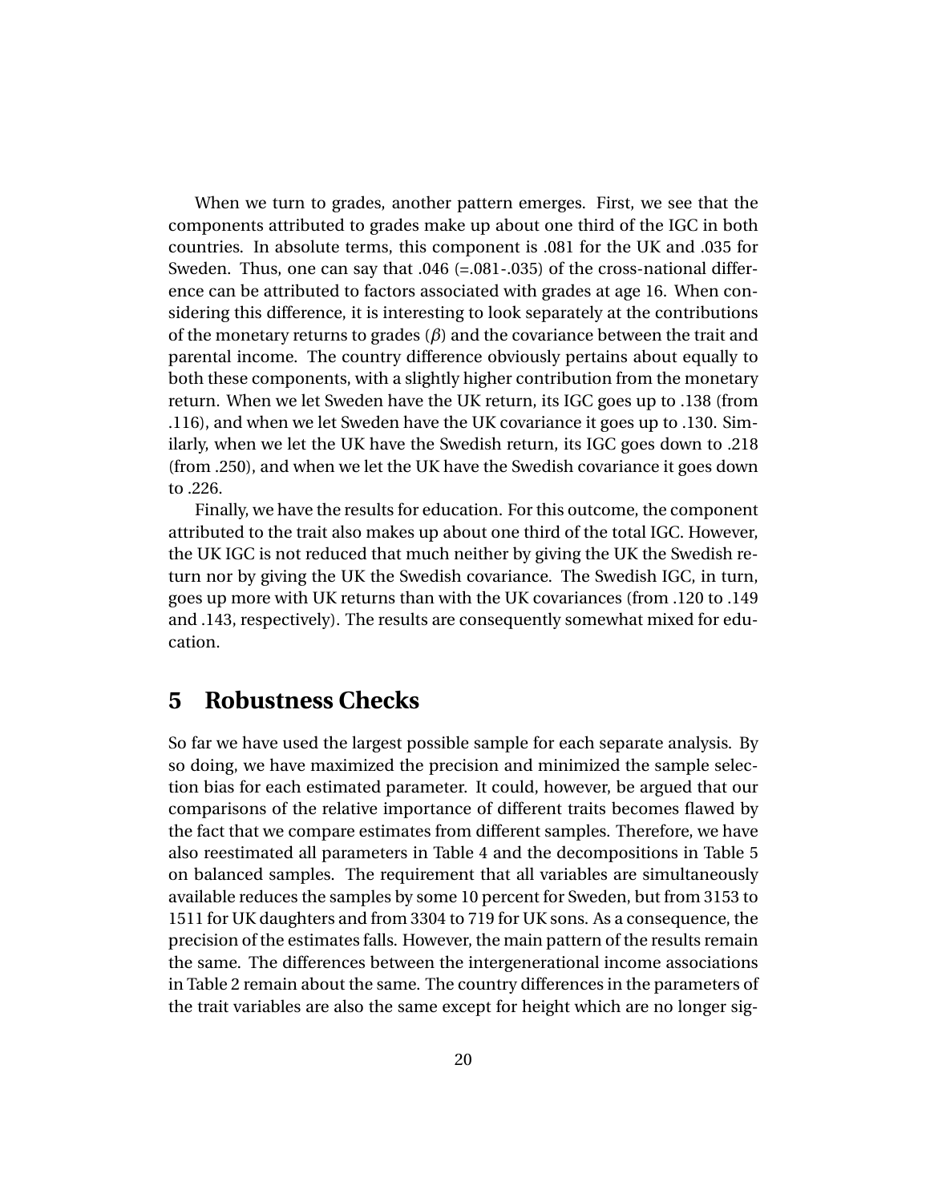When we turn to grades, another pattern emerges. First, we see that the components attributed to grades make up about one third of the IGC in both countries. In absolute terms, this component is .081 for the UK and .035 for Sweden. Thus, one can say that .046 (=.081-.035) of the cross-national difference can be attributed to factors associated with grades at age 16. When considering this difference, it is interesting to look separately at the contributions of the monetary returns to grades ($\beta$) and the covariance between the trait and parental income. The country difference obviously pertains about equally to both these components, with a slightly higher contribution from the monetary return. When we let Sweden have the UK return, its IGC goes up to .138 (from .116), and when we let Sweden have the UK covariance it goes up to .130. Similarly, when we let the UK have the Swedish return, its IGC goes down to .218 (from .250), and when we let the UK have the Swedish covariance it goes down to .226.

Finally, we have the results for education. For this outcome, the component attributed to the trait also makes up about one third of the total IGC. However, the UK IGC is not reduced that much neither by giving the UK the Swedish return nor by giving the UK the Swedish covariance. The Swedish IGC, in turn, goes up more with UK returns than with the UK covariances (from .120 to .149 and .143, respectively). The results are consequently somewhat mixed for education.

# 5 Robustness Checks

So far we have used the largest possible sample for each separate analysis. By so doing, we have maximized the precision and minimized the sample selection bias for each estimated parameter. It could, however, be argued that our comparisons of the relative importance of different traits becomes flawed by the fact that we compare estimates from different samples. Therefore, we have also reestimated all parameters in Table 4 and the decompositions in Table 5 on balanced samples. The requirement that all variables are simultaneously available reduces the samples by some 10 percent for Sweden, but from 3153 to 1511 for UK daughters and from 3304 to 719 for UK sons. As a consequence, the precision of the estimates falls. However, the main pattern of the results remain the same. The differences between the intergenerational income associations in Table 2 remain about the same. The country differences in the parameters of the trait variables are also the same except for height which are no longer sig-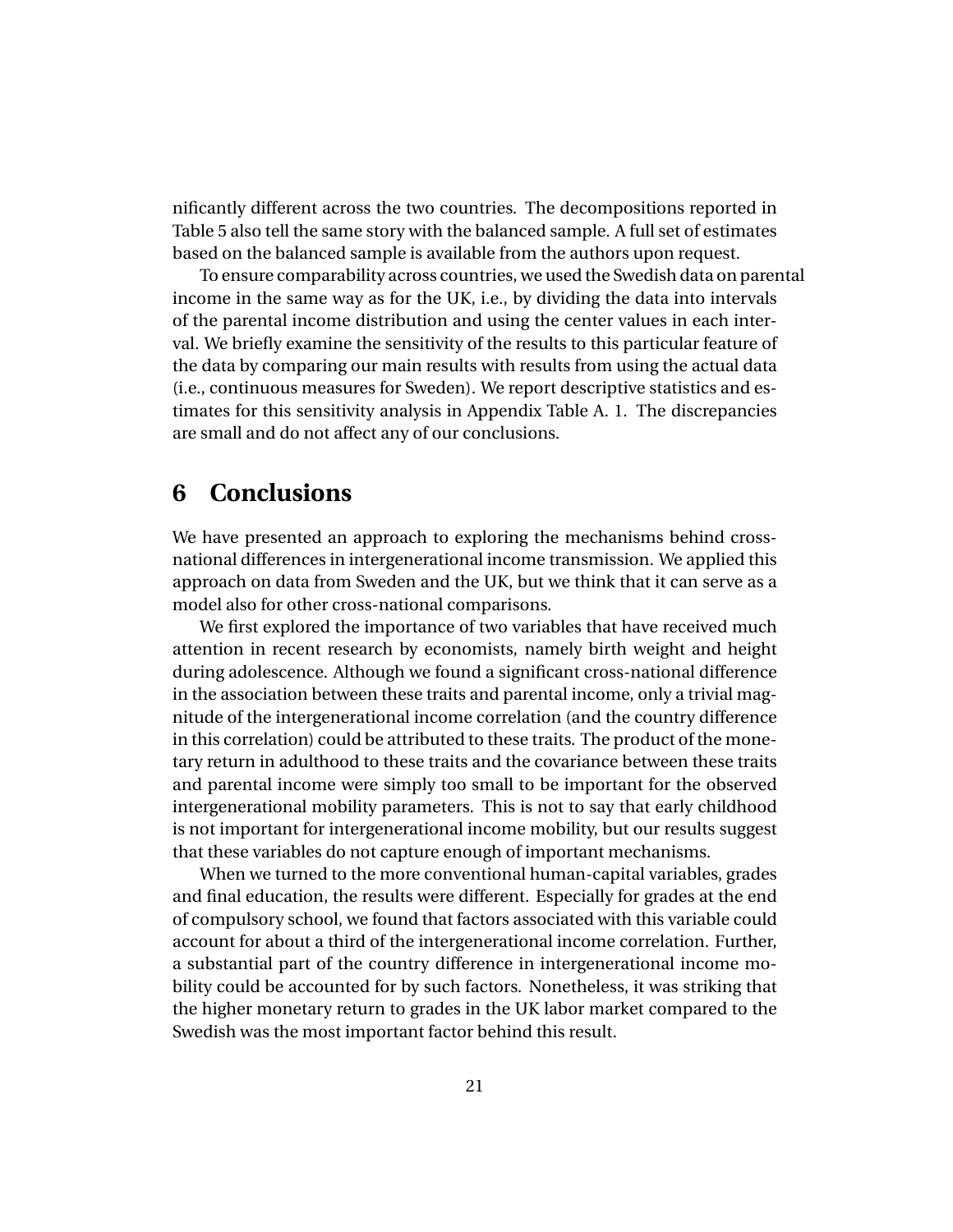nificantly different across the two countries. The decompositions reported in Table 5 also tell the same story with the balanced sample. A full set of estimates based on the balanced sample is available from the authors upon request.

To ensure comparability across countries, we used the Swedish data on parental income in the same way as for the UK, i.e., by dividing the data into intervals of the parental income distribution and using the center values in each interval. We briefly examine the sensitivity of the results to this particular feature of the data by comparing our main results with results from using the actual data (i.e., continuous measures for Sweden). We report descriptive statistics and estimates for this sensitivity analysis in Appendix Table A. 1. The discrepancies are small and do not affect any of our conclusions.

## 6 Conclusions

We have presented an approach to exploring the mechanisms behind cross-national differences in intergenerational income transmission. We applied this approach on data from Sweden and the UK, but we think that it can serve as a model also for other cross-national comparisons.

We first explored the importance of two variables that have received much attention in recent research by economists, namely birth weight and height during adolescence. Although we found a significant cross-national difference in the association between these traits and parental income, only a trivial magnitude of the intergenerational income correlation (and the country difference in this correlation) could be attributed to these traits. The product of the monetary return in adulthood to these traits and the covariance between these traits and parental income were simply too small to be important for the observed intergenerational mobility parameters. This is not to say that early childhood is not important for intergenerational income mobility, but our results suggest that these variables do not capture enough of important mechanisms.

When we turned to the more conventional human-capital variables, grades and final education, the results were different. Especially for grades at the end of compulsory school, we found that factors associated with this variable could account for about a third of the intergenerational income correlation. Further, a substantial part of the country difference in intergenerational income mobility could be accounted for by such factors. Nonetheless, it was striking that the higher monetary return to grades in the UK labor market compared to the Swedish was the most important factor behind this result.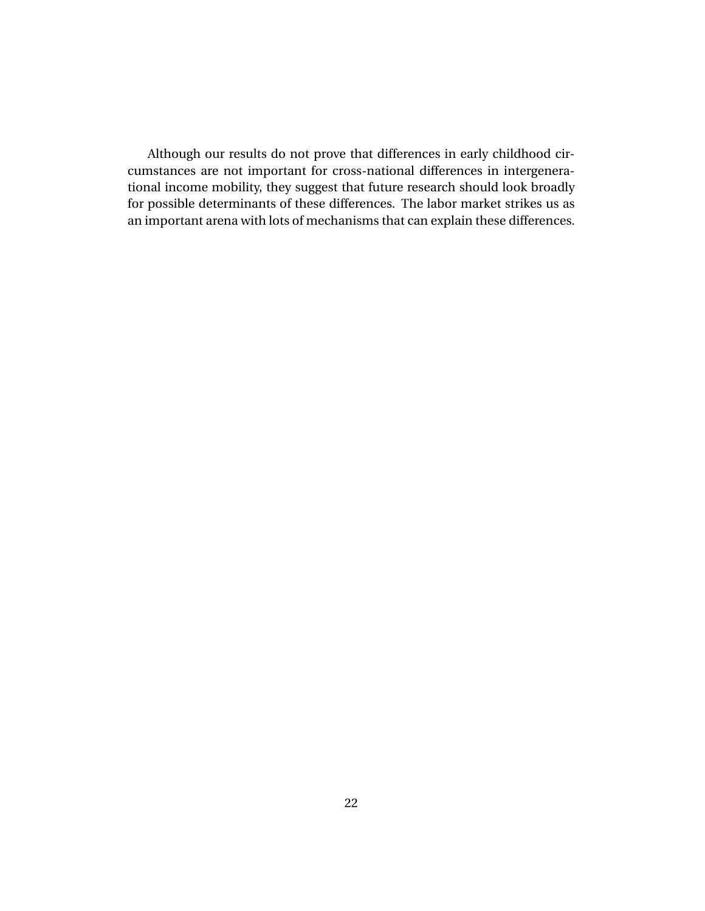Although our results do not prove that differences in early childhood circumstances are not important for cross-national differences in intergenerational income mobility, they suggest that future research should look broadly for possible determinants of these differences. The labor market strikes us as an important arena with lots of mechanisms that can explain these differences.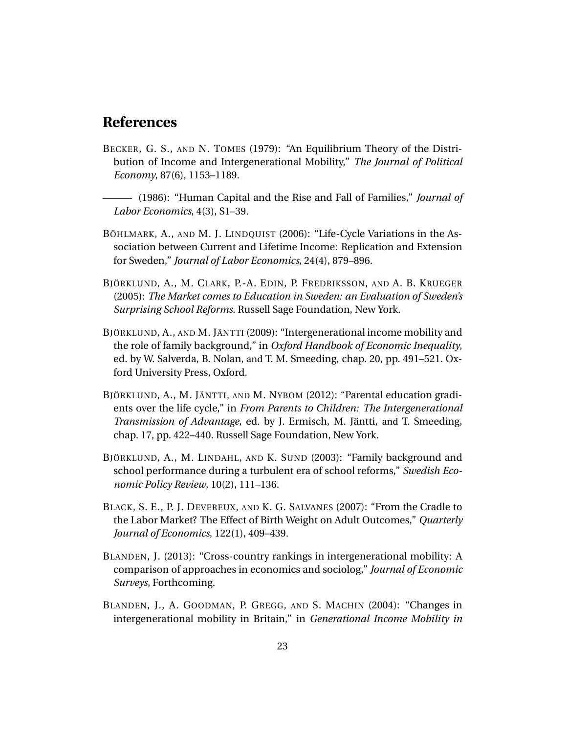# References

BECKER, G. S., AND N. TOMES (1979): "An Equilibrium Theory of the Distribution of Income and Intergenerational Mobility," *The Journal of Political Economy*, 87(6), 1153–1189.

——— (1986): "Human Capital and the Rise and Fall of Families," *Journal of Labor Economics*, 4(3), S1–39.

BÖHLMARK, A., AND M. J. LINDQUIST (2006): "Life-Cycle Variations in the Association between Current and Lifetime Income: Replication and Extension for Sweden," *Journal of Labor Economics*, 24(4), 879–896.

BJÖRKLUND, A., M. CLARK, P.-A. EDIN, P. FREDRIKSSON, AND A. B. KRUEGER (2005): *The Market comes to Education in Sweden: an Evaluation of Sweden's Surprising School Reforms*. Russell Sage Foundation, New York.

BJÖRKLUND, A., AND M. JÄNTTI (2009): "Intergenerational income mobility and the role of family background," in *Oxford Handbook of Economic Inequality*, ed. by W. Salverda, B. Nolan, and T. M. Smeeding, chap. 20, pp. 491–521. Oxford University Press, Oxford.

BJÖRKLUND, A., M. JÄNTTI, AND M. NYBOM (2012): "Parental education gradients over the life cycle," in *From Parents to Children: The Intergenerational Transmission of Advantage*, ed. by J. Ermisch, M. Jäntti, and T. Smeeding, chap. 17, pp. 422–440. Russell Sage Foundation, New York.

BJÖRKLUND, A., M. LINDAHL, AND K. SUND (2003): "Family background and school performance during a turbulent era of school reforms," *Swedish Economic Policy Review*, 10(2), 111–136.

BLACK, S. E., P. J. DEVEREUX, AND K. G. SALVANES (2007): "From the Cradle to the Labor Market? The Effect of Birth Weight on Adult Outcomes," *Quarterly Journal of Economics*, 122(1), 409–439.

BLANDEN, J. (2013): "Cross-country rankings in intergenerational mobility: A comparison of approaches in economics and sociolog," *Journal of Economic Surveys*, Forthcoming.

BLANDEN, J., A. GOODMAN, P. GREGG, AND S. MACHIN (2004): "Changes in intergenerational mobility in Britain," in *Generational Income Mobility in*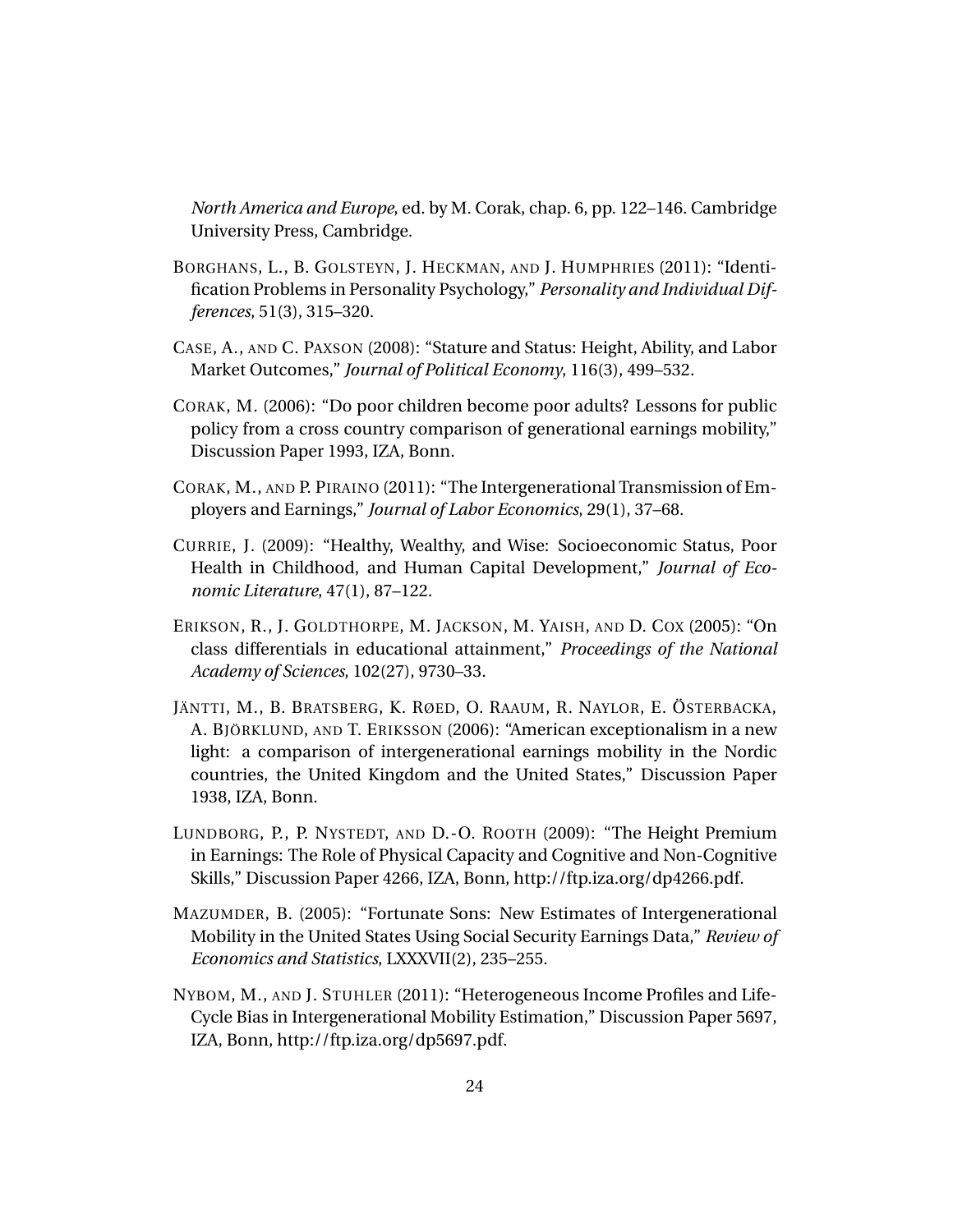*North America and Europe*, ed. by M. Corak, chap. 6, pp. 122–146. Cambridge University Press, Cambridge.

BORGHANS, L., B. GOLSTEYN, J. HECKMAN, AND J. HUMPHRIES (2011): "Identification Problems in Personality Psychology," *Personality and Individual Differences*, 51(3), 315–320.

CASE, A., AND C. PAXSON (2008): "Stature and Status: Height, Ability, and Labor Market Outcomes," *Journal of Political Economy*, 116(3), 499–532.

CORAK, M. (2006): "Do poor children become poor adults? Lessons for public policy from a cross country comparison of generational earnings mobility," Discussion Paper 1993, IZA, Bonn.

CORAK, M., AND P. PIRAINO (2011): "The Intergenerational Transmission of Employers and Earnings," *Journal of Labor Economics*, 29(1), 37–68.

CURRIE, J. (2009): "Healthy, Wealthy, and Wise: Socioeconomic Status, Poor Health in Childhood, and Human Capital Development," *Journal of Economic Literature*, 47(1), 87–122.

ERIKSON, R., J. GOLDTHORPE, M. JACKSON, M. YAISH, AND D. COX (2005): "On class differentials in educational attainment," *Proceedings of the National Academy of Sciences*, 102(27), 9730–33.

JÄNTTI, M., B. BRATSBERG, K. RØED, O. RAAUM, R. NAYLOR, E. ÖSTERBACKA, A. BJÖRKLUND, AND T. ERIKSSON (2006): "American exceptionalism in a new light: a comparison of intergenerational earnings mobility in the Nordic countries, the United Kingdom and the United States," Discussion Paper 1938, IZA, Bonn.

LUNDBORG, P., P. NYSTEDT, AND D.-O. ROOTH (2009): "The Height Premium in Earnings: The Role of Physical Capacity and Cognitive and Non-Cognitive Skills," Discussion Paper 4266, IZA, Bonn, http://ftp.iza.org/dp4266.pdf.

MAZUMDER, B. (2005): "Fortunate Sons: New Estimates of Intergenerational Mobility in the United States Using Social Security Earnings Data," *Review of Economics and Statistics*, LXXXVII(2), 235–255.

NYBOM, M., AND J. STUHLER (2011): "Heterogeneous Income Profiles and Life-Cycle Bias in Intergenerational Mobility Estimation," Discussion Paper 5697, IZA, Bonn, http://ftp.iza.org/dp5697.pdf.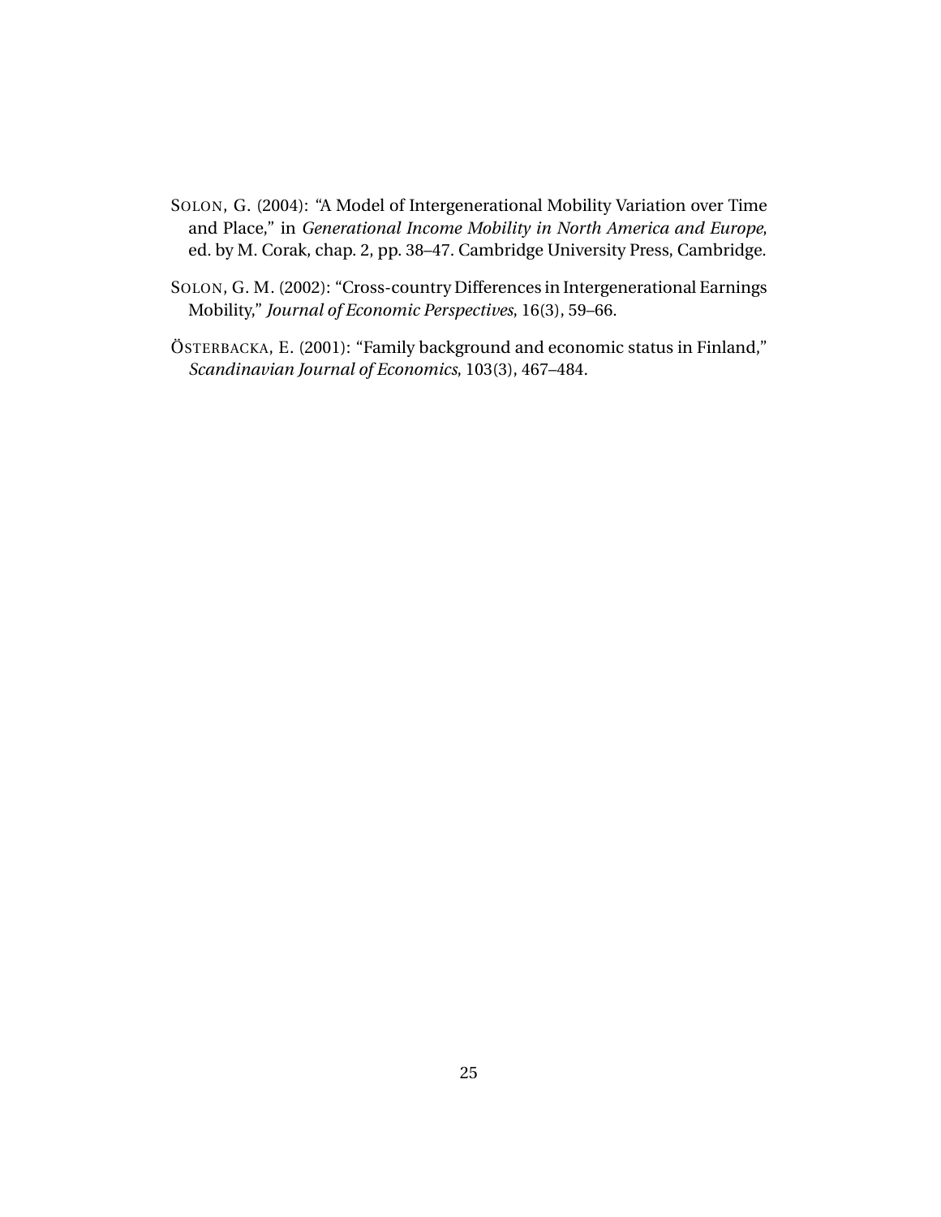SOLON, G. (2004): "A Model of Intergenerational Mobility Variation over Time and Place," in *Generational Income Mobility in North America and Europe*, ed. by M. Corak, chap. 2, pp. 38–47. Cambridge University Press, Cambridge.

SOLON, G. M. (2002): "Cross-country Differences in Intergenerational Earnings Mobility," *Journal of Economic Perspectives*, 16(3), 59–66.

ÖSTERBACKA, E. (2001): "Family background and economic status in Finland," *Scandinavian Journal of Economics*, 103(3), 467–484.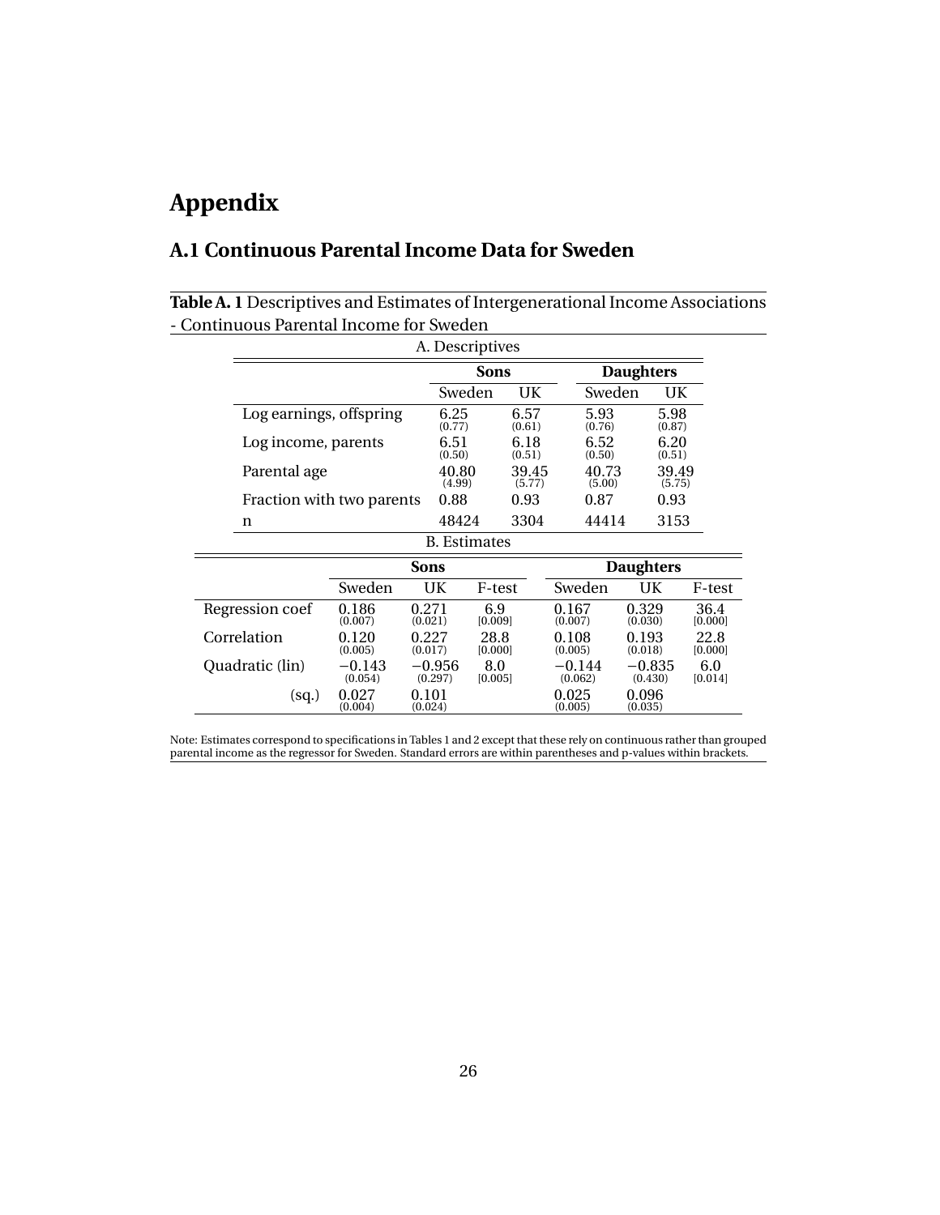# Appendix

## A.1 Continuous Parental Income Data for Sweden

**Table A. 1** Descriptives and Estimates of Intergenerational Income Associations - Continuous Parental Income for Sweden

A. Descriptives

| | Sons | | Daughters | |
|---|---|---|---|---|
| | Sweden | UK | Sweden | UK |
| Log earnings, offspring | 6.25 (0.77) | 6.57 (0.61) | 5.93 (0.76) | 5.98 (0.87) |
| Log income, parents | 6.51 (0.50) | 6.18 (0.51) | 6.52 (0.50) | 6.20 (0.51) |
| Parental age | 40.80 (4.99) | 39.45 (5.77) | 40.73 (5.00) | 39.49 (5.75) |
| Fraction with two parents | 0.88 | 0.93 | 0.87 | 0.93 |
| n | 48424 | 3304 | 44414 | 3153 |

B. Estimates

| | Sons | | | Daughters | | |
|---|---|---|---|---|---|---|
| | Sweden | UK | F-test | Sweden | UK | F-test |
| Regression coef | 0.186 (0.007) | 0.271 (0.021) | 6.9 [0.009] | 0.167 (0.007) | 0.329 (0.030) | 36.4 [0.000] |
| Correlation | 0.120 (0.005) | 0.227 (0.017) | 28.8 [0.000] | 0.108 (0.005) | 0.193 (0.018) | 22.8 [0.000] |
| Quadratic (lin) | −0.143 (0.054) | −0.956 (0.297) | 8.0 [0.005] | −0.144 (0.062) | −0.835 (0.430) | 6.0 [0.014] |
| (sq.) | 0.027 (0.004) | 0.101 (0.024) | | 0.025 (0.005) | 0.096 (0.035) | |

Note: Estimates correspond to specifications in Tables 1 and 2 except that these rely on continuous rather than grouped parental income as the regressor for Sweden. Standard errors are within parentheses and p-values within brackets.